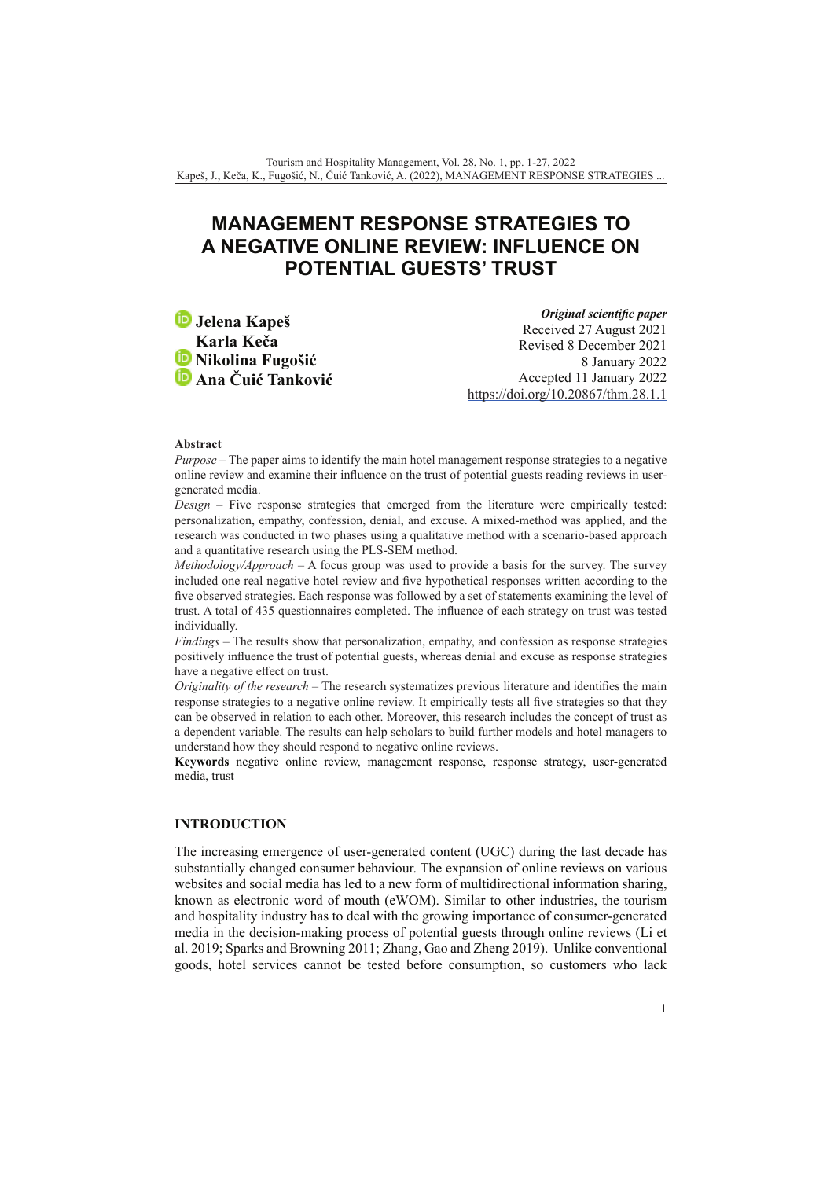# MANAGEMENT RESPONSE STRATEGIES TO A NEGATIVE ONLINE REVIEW: INFLUENCE ON POTENTIAL GUESTS' TRUST

**Jelena Kapeš**
**Karla Keča**
**Nikolina Fugošić**
**Ana Čuić Tanković**

***Original scientific paper***
Received 27 August 2021
Revised 8 December 2021
8 January 2022
Accepted 11 January 2022
https://doi.org/10.20867/thm.28.1.1

**Abstract**

*Purpose* – The paper aims to identify the main hotel management response strategies to a negative online review and examine their influence on the trust of potential guests reading reviews in user-generated media.

*Design* – Five response strategies that emerged from the literature were empirically tested: personalization, empathy, confession, denial, and excuse. A mixed-method was applied, and the research was conducted in two phases using a qualitative method with a scenario-based approach and a quantitative research using the PLS-SEM method.

*Methodology/Approach* – A focus group was used to provide a basis for the survey. The survey included one real negative hotel review and five hypothetical responses written according to the five observed strategies. Each response was followed by a set of statements examining the level of trust. A total of 435 questionnaires completed. The influence of each strategy on trust was tested individually.

*Findings* – The results show that personalization, empathy, and confession as response strategies positively influence the trust of potential guests, whereas denial and excuse as response strategies have a negative effect on trust.

*Originality of the research* – The research systematizes previous literature and identifies the main response strategies to a negative online review. It empirically tests all five strategies so that they can be observed in relation to each other. Moreover, this research includes the concept of trust as a dependent variable. The results can help scholars to build further models and hotel managers to understand how they should respond to negative online reviews.

**Keywords** negative online review, management response, response strategy, user-generated media, trust

## INTRODUCTION

The increasing emergence of user-generated content (UGC) during the last decade has substantially changed consumer behaviour. The expansion of online reviews on various websites and social media has led to a new form of multidirectional information sharing, known as electronic word of mouth (eWOM). Similar to other industries, the tourism and hospitality industry has to deal with the growing importance of consumer-generated media in the decision-making process of potential guests through online reviews (Li et al. 2019; Sparks and Browning 2011; Zhang, Gao and Zheng 2019). Unlike conventional goods, hotel services cannot be tested before consumption, so customers who lack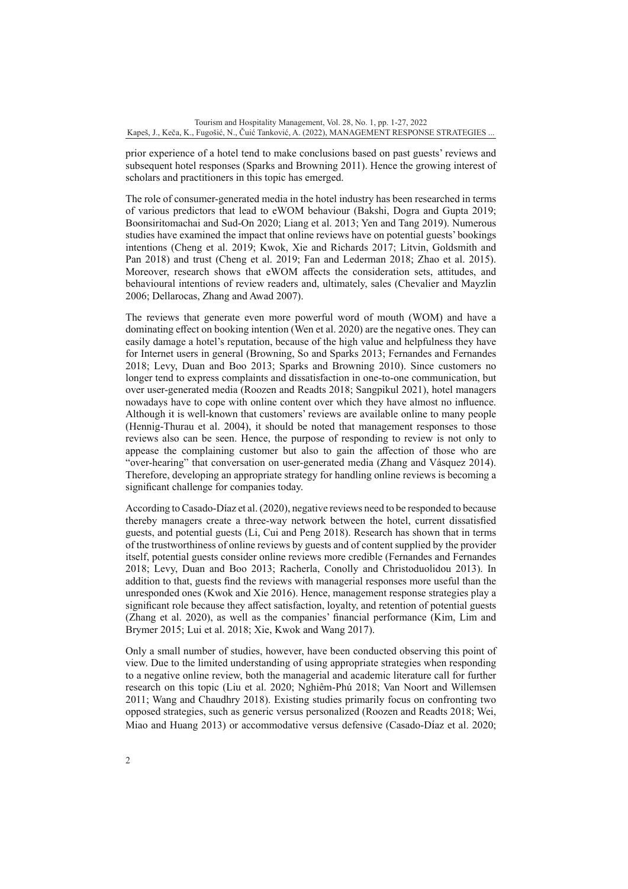prior experience of a hotel tend to make conclusions based on past guests' reviews and subsequent hotel responses (Sparks and Browning 2011). Hence the growing interest of scholars and practitioners in this topic has emerged.

The role of consumer-generated media in the hotel industry has been researched in terms of various predictors that lead to eWOM behaviour (Bakshi, Dogra and Gupta 2019; Boonsiritomachai and Sud-On 2020; Liang et al. 2013; Yen and Tang 2019). Numerous studies have examined the impact that online reviews have on potential guests' bookings intentions (Cheng et al. 2019; Kwok, Xie and Richards 2017; Litvin, Goldsmith and Pan 2018) and trust (Cheng et al. 2019; Fan and Lederman 2018; Zhao et al. 2015). Moreover, research shows that eWOM affects the consideration sets, attitudes, and behavioural intentions of review readers and, ultimately, sales (Chevalier and Mayzlin 2006; Dellarocas, Zhang and Awad 2007).

The reviews that generate even more powerful word of mouth (WOM) and have a dominating effect on booking intention (Wen et al. 2020) are the negative ones. They can easily damage a hotel's reputation, because of the high value and helpfulness they have for Internet users in general (Browning, So and Sparks 2013; Fernandes and Fernandes 2018; Levy, Duan and Boo 2013; Sparks and Browning 2010). Since customers no longer tend to express complaints and dissatisfaction in one-to-one communication, but over user-generated media (Roozen and Readts 2018; Sangpikul 2021), hotel managers nowadays have to cope with online content over which they have almost no influence. Although it is well-known that customers' reviews are available online to many people (Hennig-Thurau et al. 2004), it should be noted that management responses to those reviews also can be seen. Hence, the purpose of responding to review is not only to appease the complaining customer but also to gain the affection of those who are "over-hearing" that conversation on user-generated media (Zhang and Vásquez 2014). Therefore, developing an appropriate strategy for handling online reviews is becoming a significant challenge for companies today.

According to Casado-Díaz et al. (2020), negative reviews need to be responded to because thereby managers create a three-way network between the hotel, current dissatisfied guests, and potential guests (Li, Cui and Peng 2018). Research has shown that in terms of the trustworthiness of online reviews by guests and of content supplied by the provider itself, potential guests consider online reviews more credible (Fernandes and Fernandes 2018; Levy, Duan and Boo 2013; Racherla, Conolly and Christoduolidou 2013). In addition to that, guests find the reviews with managerial responses more useful than the unresponded ones (Kwok and Xie 2016). Hence, management response strategies play a significant role because they affect satisfaction, loyalty, and retention of potential guests (Zhang et al. 2020), as well as the companies' financial performance (Kim, Lim and Brymer 2015; Lui et al. 2018; Xie, Kwok and Wang 2017).

Only a small number of studies, however, have been conducted observing this point of view. Due to the limited understanding of using appropriate strategies when responding to a negative online review, both the managerial and academic literature call for further research on this topic (Liu et al. 2020; Nghiêm-Phú 2018; Van Noort and Willemsen 2011; Wang and Chaudhry 2018). Existing studies primarily focus on confronting two opposed strategies, such as generic versus personalized (Roozen and Readts 2018; Wei, Miao and Huang 2013) or accommodative versus defensive (Casado-Díaz et al. 2020;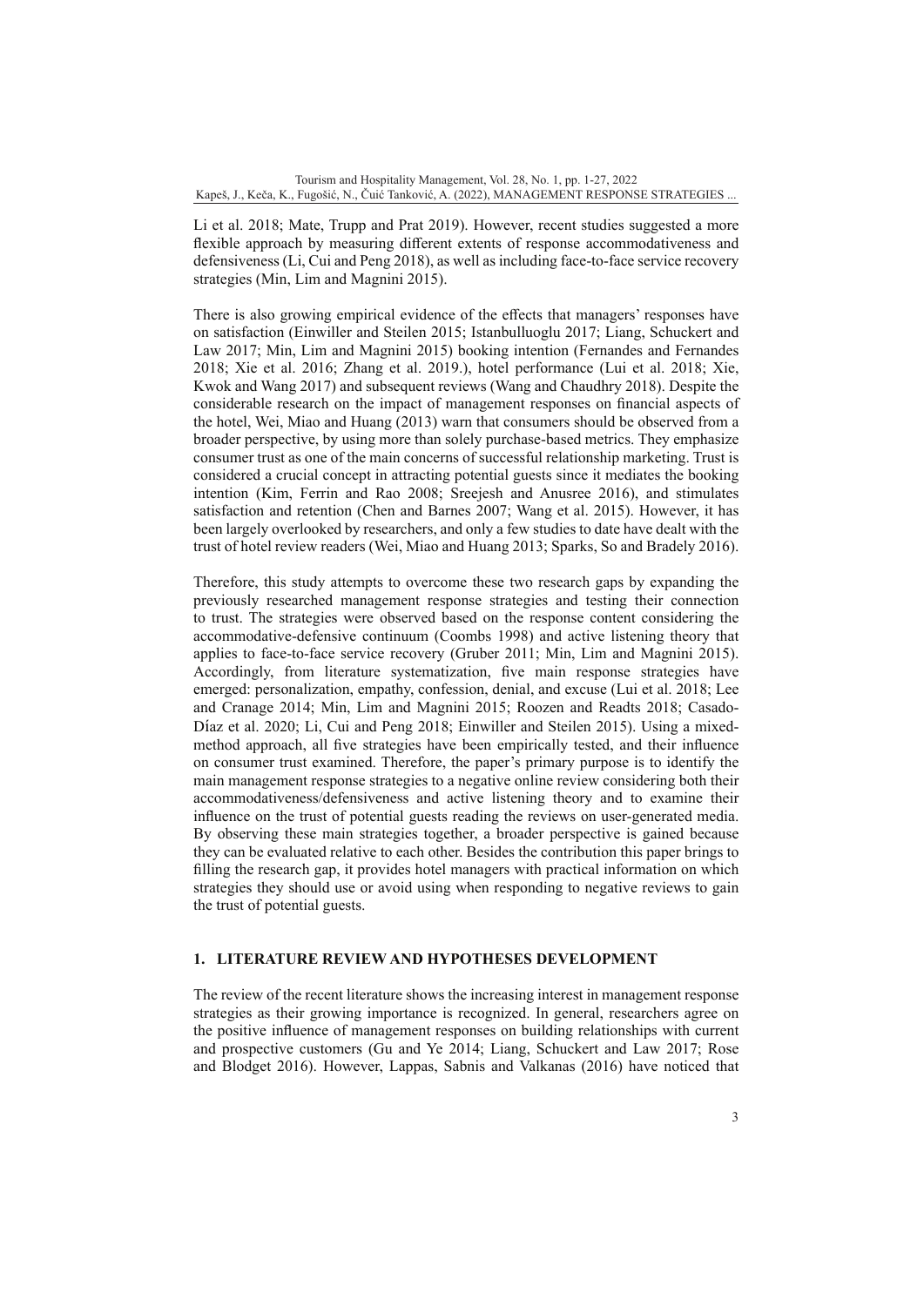Li et al. 2018; Mate, Trupp and Prat 2019). However, recent studies suggested a more flexible approach by measuring different extents of response accommodativeness and defensiveness (Li, Cui and Peng 2018), as well as including face-to-face service recovery strategies (Min, Lim and Magnini 2015).

There is also growing empirical evidence of the effects that managers' responses have on satisfaction (Einwiller and Steilen 2015; Istanbulluoglu 2017; Liang, Schuckert and Law 2017; Min, Lim and Magnini 2015) booking intention (Fernandes and Fernandes 2018; Xie et al. 2016; Zhang et al. 2019.), hotel performance (Lui et al. 2018; Xie, Kwok and Wang 2017) and subsequent reviews (Wang and Chaudhry 2018). Despite the considerable research on the impact of management responses on financial aspects of the hotel, Wei, Miao and Huang (2013) warn that consumers should be observed from a broader perspective, by using more than solely purchase-based metrics. They emphasize consumer trust as one of the main concerns of successful relationship marketing. Trust is considered a crucial concept in attracting potential guests since it mediates the booking intention (Kim, Ferrin and Rao 2008; Sreejesh and Anusree 2016), and stimulates satisfaction and retention (Chen and Barnes 2007; Wang et al. 2015). However, it has been largely overlooked by researchers, and only a few studies to date have dealt with the trust of hotel review readers (Wei, Miao and Huang 2013; Sparks, So and Bradely 2016).

Therefore, this study attempts to overcome these two research gaps by expanding the previously researched management response strategies and testing their connection to trust. The strategies were observed based on the response content considering the accommodative-defensive continuum (Coombs 1998) and active listening theory that applies to face-to-face service recovery (Gruber 2011; Min, Lim and Magnini 2015). Accordingly, from literature systematization, five main response strategies have emerged: personalization, empathy, confession, denial, and excuse (Lui et al. 2018; Lee and Cranage 2014; Min, Lim and Magnini 2015; Roozen and Readts 2018; Casado-Díaz et al. 2020; Li, Cui and Peng 2018; Einwiller and Steilen 2015). Using a mixed-method approach, all five strategies have been empirically tested, and their influence on consumer trust examined. Therefore, the paper's primary purpose is to identify the main management response strategies to a negative online review considering both their accommodativeness/defensiveness and active listening theory and to examine their influence on the trust of potential guests reading the reviews on user-generated media. By observing these main strategies together, a broader perspective is gained because they can be evaluated relative to each other. Besides the contribution this paper brings to filling the research gap, it provides hotel managers with practical information on which strategies they should use or avoid using when responding to negative reviews to gain the trust of potential guests.

## 1. LITERATURE REVIEW AND HYPOTHESES DEVELOPMENT

The review of the recent literature shows the increasing interest in management response strategies as their growing importance is recognized. In general, researchers agree on the positive influence of management responses on building relationships with current and prospective customers (Gu and Ye 2014; Liang, Schuckert and Law 2017; Rose and Blodget 2016). However, Lappas, Sabnis and Valkanas (2016) have noticed that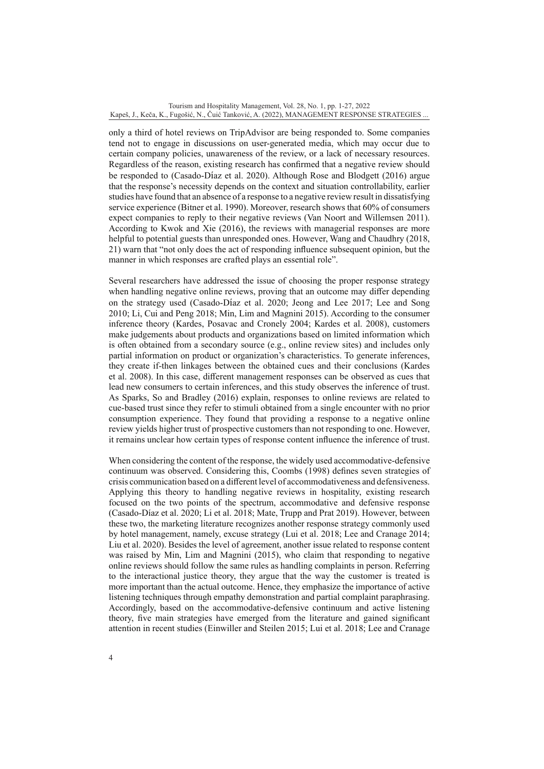only a third of hotel reviews on TripAdvisor are being responded to. Some companies tend not to engage in discussions on user-generated media, which may occur due to certain company policies, unawareness of the review, or a lack of necessary resources. Regardless of the reason, existing research has confirmed that a negative review should be responded to (Casado-Díaz et al. 2020). Although Rose and Blodgett (2016) argue that the response's necessity depends on the context and situation controllability, earlier studies have found that an absence of a response to a negative review result in dissatisfying service experience (Bitner et al. 1990). Moreover, research shows that 60% of consumers expect companies to reply to their negative reviews (Van Noort and Willemsen 2011). According to Kwok and Xie (2016), the reviews with managerial responses are more helpful to potential guests than unresponded ones. However, Wang and Chaudhry (2018, 21) warn that "not only does the act of responding influence subsequent opinion, but the manner in which responses are crafted plays an essential role".

Several researchers have addressed the issue of choosing the proper response strategy when handling negative online reviews, proving that an outcome may differ depending on the strategy used (Casado-Díaz et al. 2020; Jeong and Lee 2017; Lee and Song 2010; Li, Cui and Peng 2018; Min, Lim and Magnini 2015). According to the consumer inference theory (Kardes, Posavac and Cronely 2004; Kardes et al. 2008), customers make judgements about products and organizations based on limited information which is often obtained from a secondary source (e.g., online review sites) and includes only partial information on product or organization's characteristics. To generate inferences, they create if-then linkages between the obtained cues and their conclusions (Kardes et al. 2008). In this case, different management responses can be observed as cues that lead new consumers to certain inferences, and this study observes the inference of trust. As Sparks, So and Bradley (2016) explain, responses to online reviews are related to cue-based trust since they refer to stimuli obtained from a single encounter with no prior consumption experience. They found that providing a response to a negative online review yields higher trust of prospective customers than not responding to one. However, it remains unclear how certain types of response content influence the inference of trust.

When considering the content of the response, the widely used accommodative-defensive continuum was observed. Considering this, Coombs (1998) defines seven strategies of crisis communication based on a different level of accommodativeness and defensiveness. Applying this theory to handling negative reviews in hospitality, existing research focused on the two points of the spectrum, accommodative and defensive response (Casado-Díaz et al. 2020; Li et al. 2018; Mate, Trupp and Prat 2019). However, between these two, the marketing literature recognizes another response strategy commonly used by hotel management, namely, excuse strategy (Lui et al. 2018; Lee and Cranage 2014; Liu et al. 2020). Besides the level of agreement, another issue related to response content was raised by Min, Lim and Magnini (2015), who claim that responding to negative online reviews should follow the same rules as handling complaints in person. Referring to the interactional justice theory, they argue that the way the customer is treated is more important than the actual outcome. Hence, they emphasize the importance of active listening techniques through empathy demonstration and partial complaint paraphrasing. Accordingly, based on the accommodative-defensive continuum and active listening theory, five main strategies have emerged from the literature and gained significant attention in recent studies (Einwiller and Steilen 2015; Lui et al. 2018; Lee and Cranage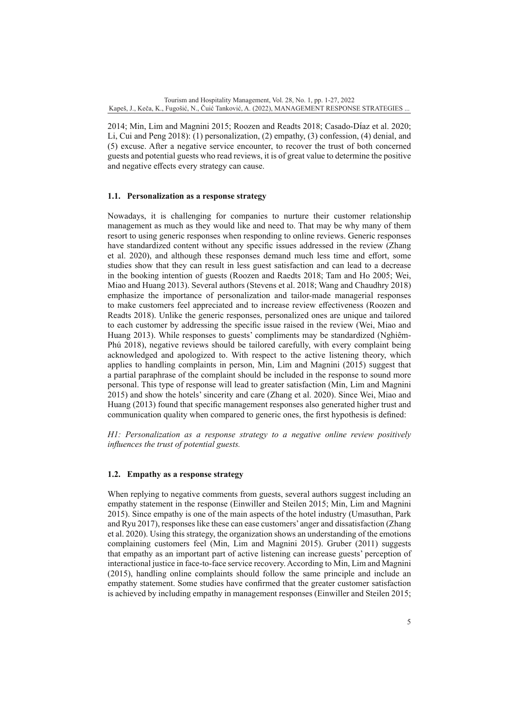2014; Min, Lim and Magnini 2015; Roozen and Readts 2018; Casado-Díaz et al. 2020; Li, Cui and Peng 2018): (1) personalization, (2) empathy, (3) confession, (4) denial, and (5) excuse. After a negative service encounter, to recover the trust of both concerned guests and potential guests who read reviews, it is of great value to determine the positive and negative effects every strategy can cause.

### 1.1. Personalization as a response strategy

Nowadays, it is challenging for companies to nurture their customer relationship management as much as they would like and need to. That may be why many of them resort to using generic responses when responding to online reviews. Generic responses have standardized content without any specific issues addressed in the review (Zhang et al. 2020), and although these responses demand much less time and effort, some studies show that they can result in less guest satisfaction and can lead to a decrease in the booking intention of guests (Roozen and Raedts 2018; Tam and Ho 2005; Wei, Miao and Huang 2013). Several authors (Stevens et al. 2018; Wang and Chaudhry 2018) emphasize the importance of personalization and tailor-made managerial responses to make customers feel appreciated and to increase review effectiveness (Roozen and Readts 2018). Unlike the generic responses, personalized ones are unique and tailored to each customer by addressing the specific issue raised in the review (Wei, Miao and Huang 2013). While responses to guests' compliments may be standardized (Nghiêm-Phú 2018), negative reviews should be tailored carefully, with every complaint being acknowledged and apologized to. With respect to the active listening theory, which applies to handling complaints in person, Min, Lim and Magnini (2015) suggest that a partial paraphrase of the complaint should be included in the response to sound more personal. This type of response will lead to greater satisfaction (Min, Lim and Magnini 2015) and show the hotels' sincerity and care (Zhang et al. 2020). Since Wei, Miao and Huang (2013) found that specific management responses also generated higher trust and communication quality when compared to generic ones, the first hypothesis is defined:

*H1: Personalization as a response strategy to a negative online review positively influences the trust of potential guests.*

### 1.2. Empathy as a response strategy

When replying to negative comments from guests, several authors suggest including an empathy statement in the response (Einwiller and Steilen 2015; Min, Lim and Magnini 2015). Since empathy is one of the main aspects of the hotel industry (Umasuthan, Park and Ryu 2017), responses like these can ease customers' anger and dissatisfaction (Zhang et al. 2020). Using this strategy, the organization shows an understanding of the emotions complaining customers feel (Min, Lim and Magnini 2015). Gruber (2011) suggests that empathy as an important part of active listening can increase guests' perception of interactional justice in face-to-face service recovery. According to Min, Lim and Magnini (2015), handling online complaints should follow the same principle and include an empathy statement. Some studies have confirmed that the greater customer satisfaction is achieved by including empathy in management responses (Einwiller and Steilen 2015;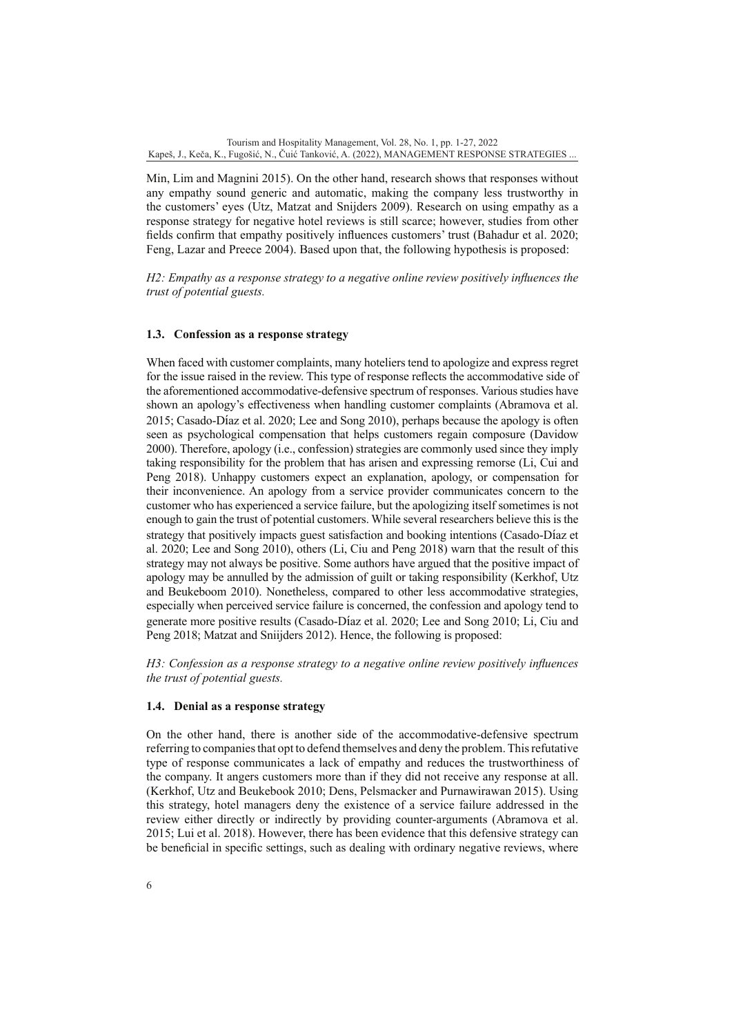Min, Lim and Magnini 2015). On the other hand, research shows that responses without any empathy sound generic and automatic, making the company less trustworthy in the customers' eyes (Utz, Matzat and Snijders 2009). Research on using empathy as a response strategy for negative hotel reviews is still scarce; however, studies from other fields confirm that empathy positively influences customers' trust (Bahadur et al. 2020; Feng, Lazar and Preece 2004). Based upon that, the following hypothesis is proposed:

*H2: Empathy as a response strategy to a negative online review positively influences the trust of potential guests.*

### 1.3. Confession as a response strategy

When faced with customer complaints, many hoteliers tend to apologize and express regret for the issue raised in the review. This type of response reflects the accommodative side of the aforementioned accommodative-defensive spectrum of responses. Various studies have shown an apology's effectiveness when handling customer complaints (Abramova et al. 2015; Casado-Díaz et al. 2020; Lee and Song 2010), perhaps because the apology is often seen as psychological compensation that helps customers regain composure (Davidow 2000). Therefore, apology (i.e., confession) strategies are commonly used since they imply taking responsibility for the problem that has arisen and expressing remorse (Li, Cui and Peng 2018). Unhappy customers expect an explanation, apology, or compensation for their inconvenience. An apology from a service provider communicates concern to the customer who has experienced a service failure, but the apologizing itself sometimes is not enough to gain the trust of potential customers. While several researchers believe this is the strategy that positively impacts guest satisfaction and booking intentions (Casado-Díaz et al. 2020; Lee and Song 2010), others (Li, Ciu and Peng 2018) warn that the result of this strategy may not always be positive. Some authors have argued that the positive impact of apology may be annulled by the admission of guilt or taking responsibility (Kerkhof, Utz and Beukeboom 2010). Nonetheless, compared to other less accommodative strategies, especially when perceived service failure is concerned, the confession and apology tend to generate more positive results (Casado-Díaz et al. 2020; Lee and Song 2010; Li, Ciu and Peng 2018; Matzat and Sniijders 2012). Hence, the following is proposed:

*H3: Confession as a response strategy to a negative online review positively influences the trust of potential guests.*

### 1.4. Denial as a response strategy

On the other hand, there is another side of the accommodative-defensive spectrum referring to companies that opt to defend themselves and deny the problem. This refutative type of response communicates a lack of empathy and reduces the trustworthiness of the company. It angers customers more than if they did not receive any response at all. (Kerkhof, Utz and Beukebook 2010; Dens, Pelsmacker and Purnawirawan 2015). Using this strategy, hotel managers deny the existence of a service failure addressed in the review either directly or indirectly by providing counter-arguments (Abramova et al. 2015; Lui et al. 2018). However, there has been evidence that this defensive strategy can be beneficial in specific settings, such as dealing with ordinary negative reviews, where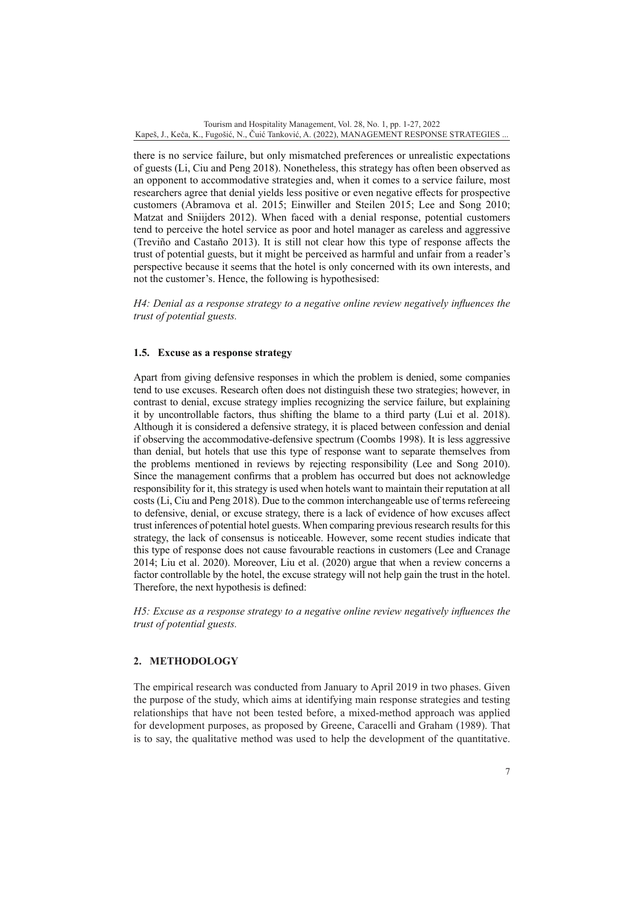there is no service failure, but only mismatched preferences or unrealistic expectations of guests (Li, Ciu and Peng 2018). Nonetheless, this strategy has often been observed as an opponent to accommodative strategies and, when it comes to a service failure, most researchers agree that denial yields less positive or even negative effects for prospective customers (Abramova et al. 2015; Einwiller and Steilen 2015; Lee and Song 2010; Matzat and Snijders 2012). When faced with a denial response, potential customers tend to perceive the hotel service as poor and hotel manager as careless and aggressive (Treviño and Castaño 2013). It is still not clear how this type of response affects the trust of potential guests, but it might be perceived as harmful and unfair from a reader's perspective because it seems that the hotel is only concerned with its own interests, and not the customer's. Hence, the following is hypothesised:

*H4: Denial as a response strategy to a negative online review negatively influences the trust of potential guests.*

### 1.5. Excuse as a response strategy

Apart from giving defensive responses in which the problem is denied, some companies tend to use excuses. Research often does not distinguish these two strategies; however, in contrast to denial, excuse strategy implies recognizing the service failure, but explaining it by uncontrollable factors, thus shifting the blame to a third party (Lui et al. 2018). Although it is considered a defensive strategy, it is placed between confession and denial if observing the accommodative-defensive spectrum (Coombs 1998). It is less aggressive than denial, but hotels that use this type of response want to separate themselves from the problems mentioned in reviews by rejecting responsibility (Lee and Song 2010). Since the management confirms that a problem has occurred but does not acknowledge responsibility for it, this strategy is used when hotels want to maintain their reputation at all costs (Li, Ciu and Peng 2018). Due to the common interchangeable use of terms refereeing to defensive, denial, or excuse strategy, there is a lack of evidence of how excuses affect trust inferences of potential hotel guests. When comparing previous research results for this strategy, the lack of consensus is noticeable. However, some recent studies indicate that this type of response does not cause favourable reactions in customers (Lee and Cranage 2014; Liu et al. 2020). Moreover, Liu et al. (2020) argue that when a review concerns a factor controllable by the hotel, the excuse strategy will not help gain the trust in the hotel. Therefore, the next hypothesis is defined:

*H5: Excuse as a response strategy to a negative online review negatively influences the trust of potential guests.*

## 2. METHODOLOGY

The empirical research was conducted from January to April 2019 in two phases. Given the purpose of the study, which aims at identifying main response strategies and testing relationships that have not been tested before, a mixed-method approach was applied for development purposes, as proposed by Greene, Caracelli and Graham (1989). That is to say, the qualitative method was used to help the development of the quantitative.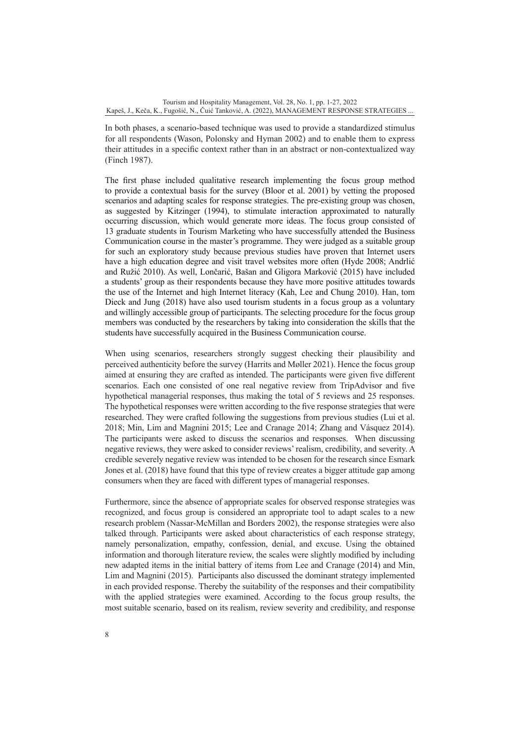In both phases, a scenario-based technique was used to provide a standardized stimulus for all respondents (Wason, Polonsky and Hyman 2002) and to enable them to express their attitudes in a specific context rather than in an abstract or non-contextualized way (Finch 1987).

The first phase included qualitative research implementing the focus group method to provide a contextual basis for the survey (Bloor et al. 2001) by vetting the proposed scenarios and adapting scales for response strategies. The pre-existing group was chosen, as suggested by Kitzinger (1994), to stimulate interaction approximated to naturally occurring discussion, which would generate more ideas. The focus group consisted of 13 graduate students in Tourism Marketing who have successfully attended the Business Communication course in the master's programme. They were judged as a suitable group for such an exploratory study because previous studies have proven that Internet users have a high education degree and visit travel websites more often (Hyde 2008; Andrlić and Ružić 2010). As well, Lončarić, Bašan and Gligora Marković (2015) have included a students' group as their respondents because they have more positive attitudes towards the use of the Internet and high Internet literacy (Kah, Lee and Chung 2010). Han, tom Dieck and Jung (2018) have also used tourism students in a focus group as a voluntary and willingly accessible group of participants. The selecting procedure for the focus group members was conducted by the researchers by taking into consideration the skills that the students have successfully acquired in the Business Communication course.

When using scenarios, researchers strongly suggest checking their plausibility and perceived authenticity before the survey (Harrits and Møller 2021). Hence the focus group aimed at ensuring they are crafted as intended. The participants were given five different scenarios. Each one consisted of one real negative review from TripAdvisor and five hypothetical managerial responses, thus making the total of 5 reviews and 25 responses. The hypothetical responses were written according to the five response strategies that were researched. They were crafted following the suggestions from previous studies (Lui et al. 2018; Min, Lim and Magnini 2015; Lee and Cranage 2014; Zhang and Vásquez 2014). The participants were asked to discuss the scenarios and responses. When discussing negative reviews, they were asked to consider reviews' realism, credibility, and severity. A credible severely negative review was intended to be chosen for the research since Esmark Jones et al. (2018) have found that this type of review creates a bigger attitude gap among consumers when they are faced with different types of managerial responses.

Furthermore, since the absence of appropriate scales for observed response strategies was recognized, and focus group is considered an appropriate tool to adapt scales to a new research problem (Nassar-McMillan and Borders 2002), the response strategies were also talked through. Participants were asked about characteristics of each response strategy, namely personalization, empathy, confession, denial, and excuse. Using the obtained information and thorough literature review, the scales were slightly modified by including new adapted items in the initial battery of items from Lee and Cranage (2014) and Min, Lim and Magnini (2015). Participants also discussed the dominant strategy implemented in each provided response. Thereby the suitability of the responses and their compatibility with the applied strategies were examined. According to the focus group results, the most suitable scenario, based on its realism, review severity and credibility, and response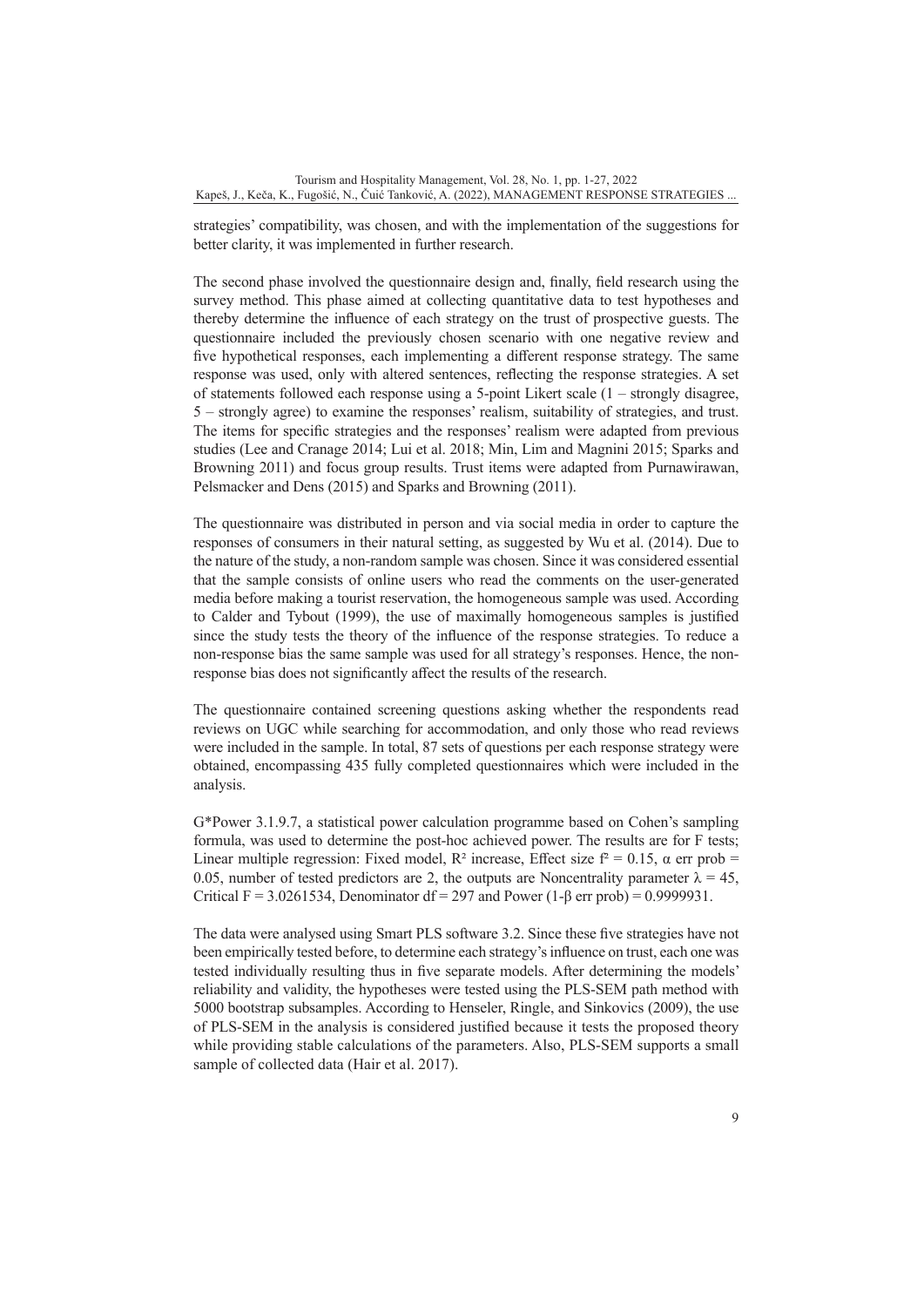strategies' compatibility, was chosen, and with the implementation of the suggestions for better clarity, it was implemented in further research.

The second phase involved the questionnaire design and, finally, field research using the survey method. This phase aimed at collecting quantitative data to test hypotheses and thereby determine the influence of each strategy on the trust of prospective guests. The questionnaire included the previously chosen scenario with one negative review and five hypothetical responses, each implementing a different response strategy. The same response was used, only with altered sentences, reflecting the response strategies. A set of statements followed each response using a 5-point Likert scale (1 – strongly disagree, 5 – strongly agree) to examine the responses' realism, suitability of strategies, and trust. The items for specific strategies and the responses' realism were adapted from previous studies (Lee and Cranage 2014; Lui et al. 2018; Min, Lim and Magnini 2015; Sparks and Browning 2011) and focus group results. Trust items were adapted from Purnawirawan, Pelsmacker and Dens (2015) and Sparks and Browning (2011).

The questionnaire was distributed in person and via social media in order to capture the responses of consumers in their natural setting, as suggested by Wu et al. (2014). Due to the nature of the study, a non-random sample was chosen. Since it was considered essential that the sample consists of online users who read the comments on the user-generated media before making a tourist reservation, the homogeneous sample was used. According to Calder and Tybout (1999), the use of maximally homogeneous samples is justified since the study tests the theory of the influence of the response strategies. To reduce a non-response bias the same sample was used for all strategy's responses. Hence, the non-response bias does not significantly affect the results of the research.

The questionnaire contained screening questions asking whether the respondents read reviews on UGC while searching for accommodation, and only those who read reviews were included in the sample. In total, 87 sets of questions per each response strategy were obtained, encompassing 435 fully completed questionnaires which were included in the analysis.

G*Power 3.1.9.7, a statistical power calculation programme based on Cohen's sampling formula, was used to determine the post-hoc achieved power. The results are for F tests; Linear multiple regression: Fixed model, $R^2$ increase, Effect size $f^2 = 0.15$, $\alpha$ err prob = 0.05, number of tested predictors are 2, the outputs are Noncentrality parameter $\lambda = 45$, Critical $F = 3.0261534$, Denominator df = 297 and Power (1-$\beta$ err prob) = 0.9999931.

The data were analysed using Smart PLS software 3.2. Since these five strategies have not been empirically tested before, to determine each strategy's influence on trust, each one was tested individually resulting thus in five separate models. After determining the models' reliability and validity, the hypotheses were tested using the PLS-SEM path method with 5000 bootstrap subsamples. According to Henseler, Ringle, and Sinkovics (2009), the use of PLS-SEM in the analysis is considered justified because it tests the proposed theory while providing stable calculations of the parameters. Also, PLS-SEM supports a small sample of collected data (Hair et al. 2017).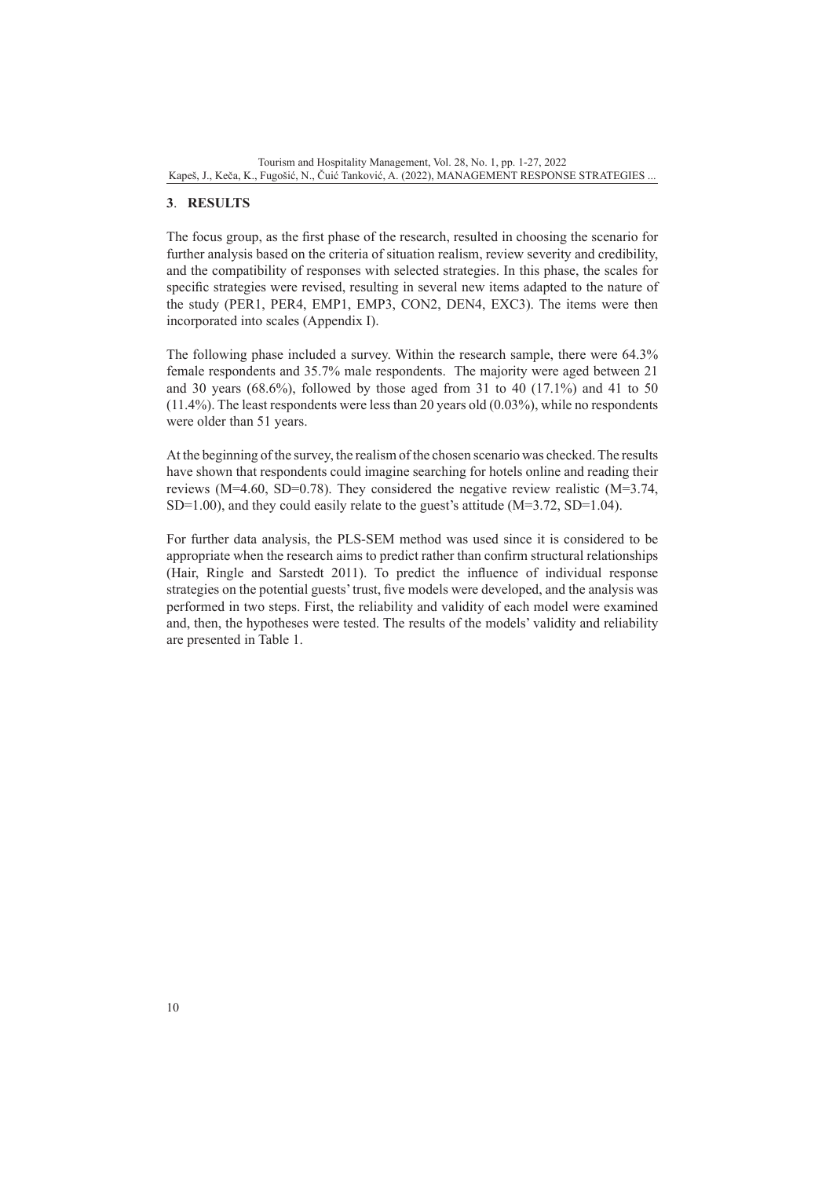## 3. RESULTS

The focus group, as the first phase of the research, resulted in choosing the scenario for further analysis based on the criteria of situation realism, review severity and credibility, and the compatibility of responses with selected strategies. In this phase, the scales for specific strategies were revised, resulting in several new items adapted to the nature of the study (PER1, PER4, EMP1, EMP3, CON2, DEN4, EXC3). The items were then incorporated into scales (Appendix I).

The following phase included a survey. Within the research sample, there were 64.3% female respondents and 35.7% male respondents. The majority were aged between 21 and 30 years (68.6%), followed by those aged from 31 to 40 (17.1%) and 41 to 50 (11.4%). The least respondents were less than 20 years old (0.03%), while no respondents were older than 51 years.

At the beginning of the survey, the realism of the chosen scenario was checked. The results have shown that respondents could imagine searching for hotels online and reading their reviews (M=4.60, SD=0.78). They considered the negative review realistic (M=3.74, SD=1.00), and they could easily relate to the guest's attitude (M=3.72, SD=1.04).

For further data analysis, the PLS-SEM method was used since it is considered to be appropriate when the research aims to predict rather than confirm structural relationships (Hair, Ringle and Sarstedt 2011). To predict the influence of individual response strategies on the potential guests' trust, five models were developed, and the analysis was performed in two steps. First, the reliability and validity of each model were examined and, then, the hypotheses were tested. The results of the models' validity and reliability are presented in Table 1.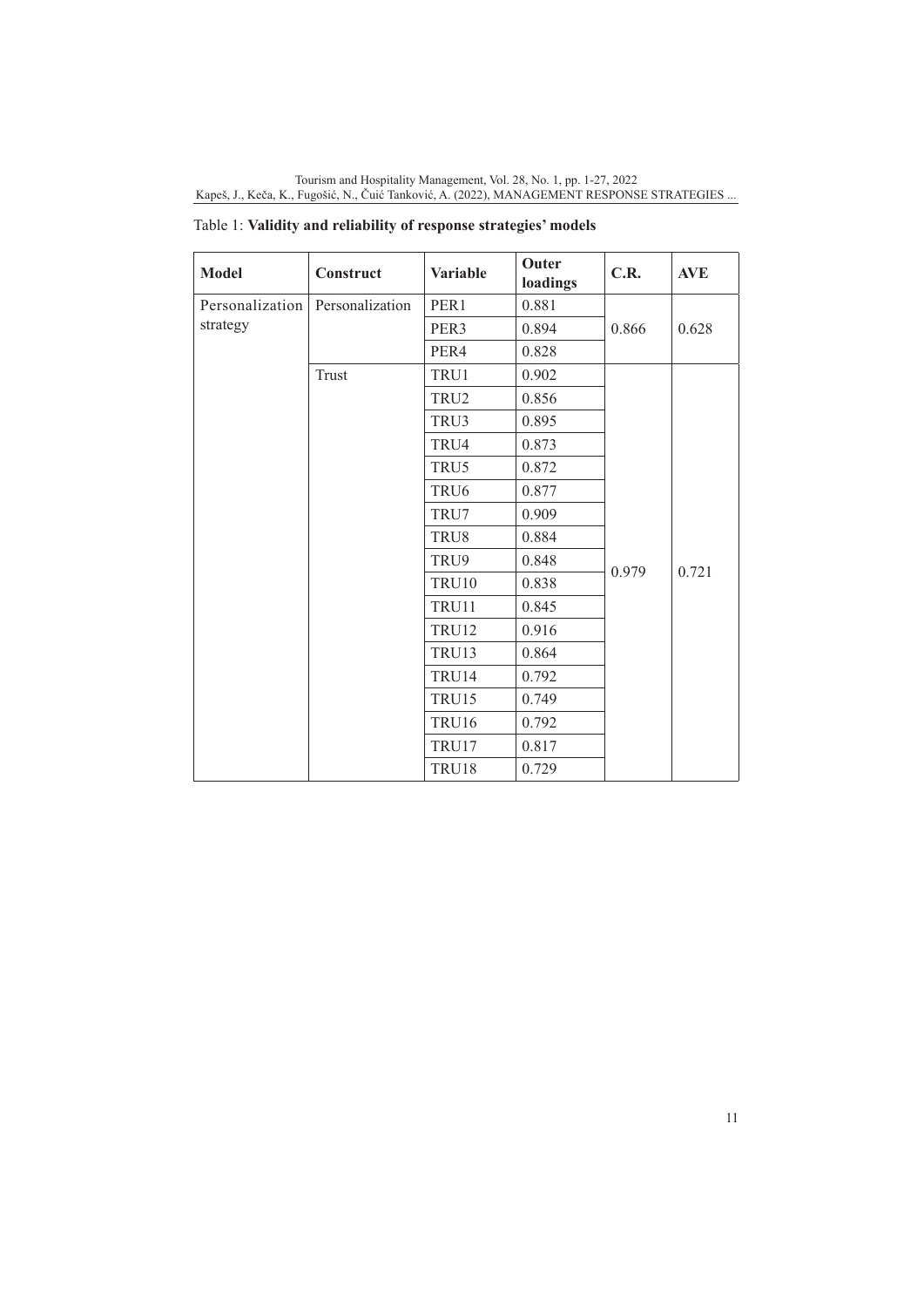Table 1: **Validity and reliability of response strategies' models**

| Model | Construct | Variable | Outer loadings | C.R. | AVE |
|---|---|---|---|---|---|
| Personalization strategy | Personalization | PER1 | 0.881 | 0.866 | 0.628 |
| | | PER3 | 0.894 | | |
| | | PER4 | 0.828 | | |
| | Trust | TRU1 | 0.902 | 0.979 | 0.721 |
| | | TRU2 | 0.856 | | |
| | | TRU3 | 0.895 | | |
| | | TRU4 | 0.873 | | |
| | | TRU5 | 0.872 | | |
| | | TRU6 | 0.877 | | |
| | | TRU7 | 0.909 | | |
| | | TRU8 | 0.884 | | |
| | | TRU9 | 0.848 | | |
| | | TRU10 | 0.838 | | |
| | | TRU11 | 0.845 | | |
| | | TRU12 | 0.916 | | |
| | | TRU13 | 0.864 | | |
| | | TRU14 | 0.792 | | |
| | | TRU15 | 0.749 | | |
| | | TRU16 | 0.792 | | |
| | | TRU17 | 0.817 | | |
| | | TRU18 | 0.729 | | |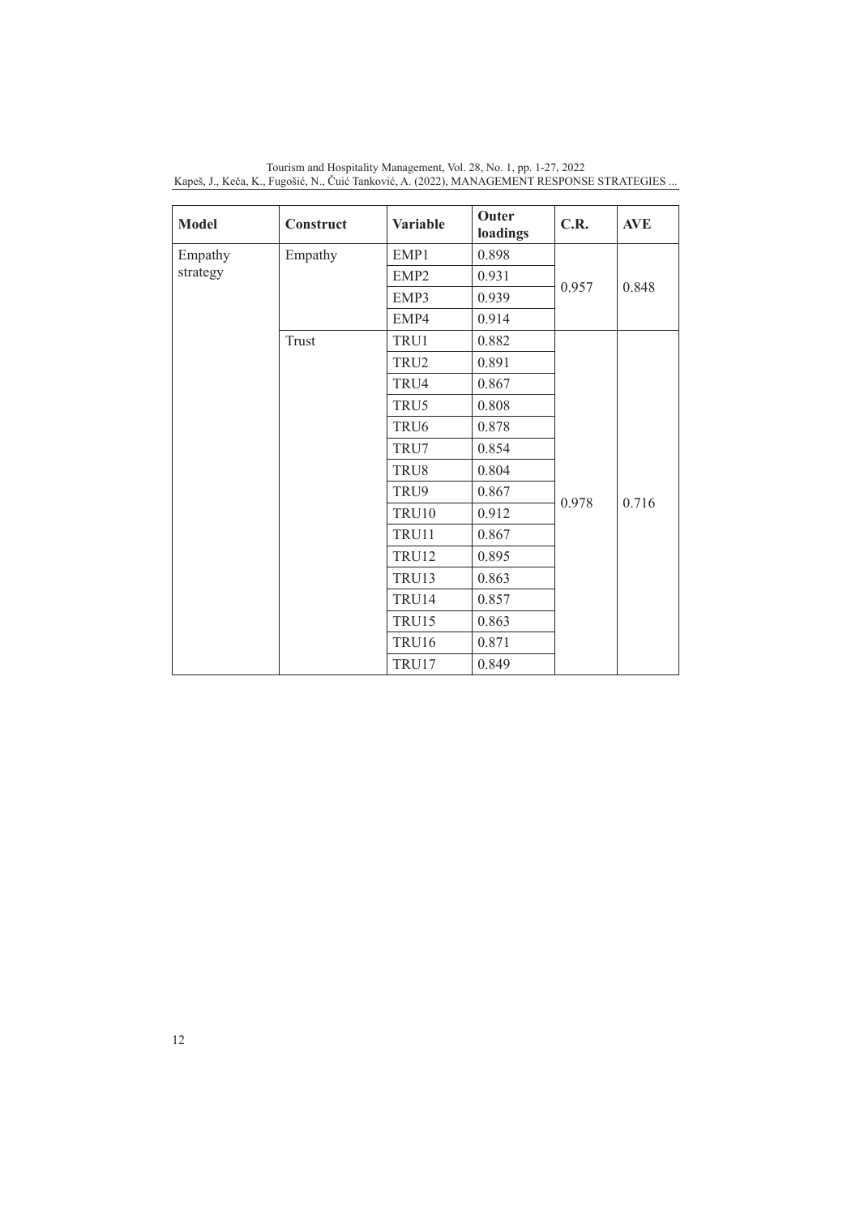| Model | Construct | Variable | Outer loadings | C.R. | AVE |
|---|---|---|---|---|---|
| Empathy strategy | Empathy | EMP1 | 0.898 | 0.957 | 0.848 |
| | | EMP2 | 0.931 | | |
| | | EMP3 | 0.939 | | |
| | | EMP4 | 0.914 | | |
| | Trust | TRU1 | 0.882 | 0.978 | 0.716 |
| | | TRU2 | 0.891 | | |
| | | TRU4 | 0.867 | | |
| | | TRU5 | 0.808 | | |
| | | TRU6 | 0.878 | | |
| | | TRU7 | 0.854 | | |
| | | TRU8 | 0.804 | | |
| | | TRU9 | 0.867 | | |
| | | TRU10 | 0.912 | | |
| | | TRU11 | 0.867 | | |
| | | TRU12 | 0.895 | | |
| | | TRU13 | 0.863 | | |
| | | TRU14 | 0.857 | | |
| | | TRU15 | 0.863 | | |
| | | TRU16 | 0.871 | | |
| | | TRU17 | 0.849 | | |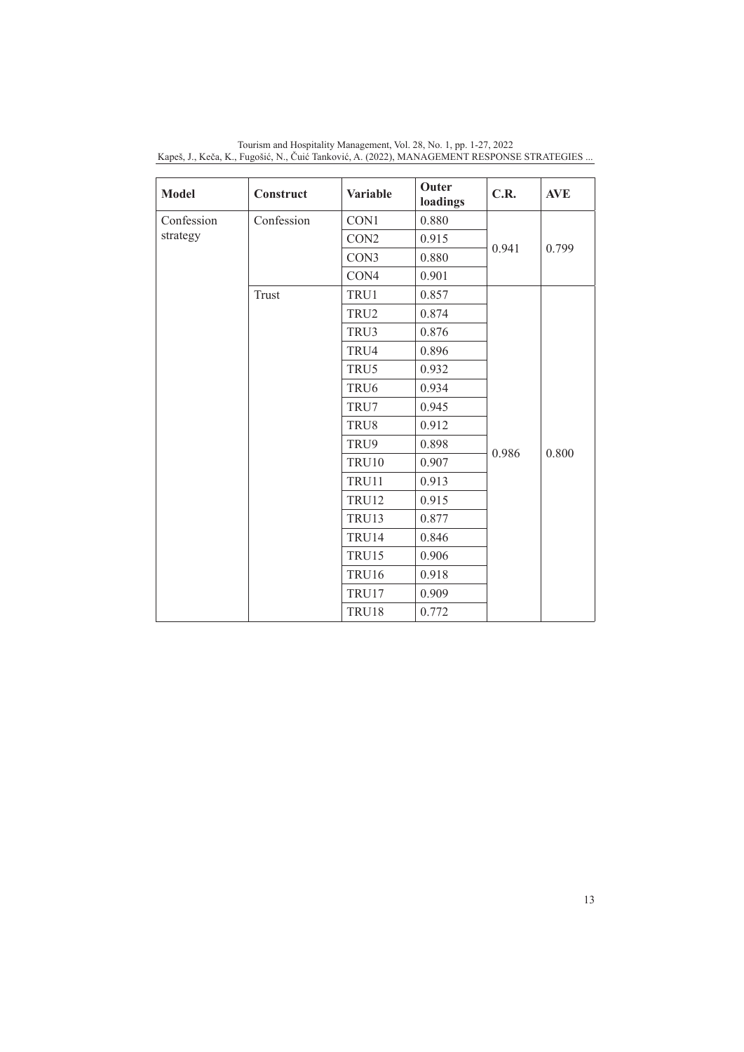| Model | Construct | Variable | Outer loadings | C.R. | AVE |
|---|---|---|---|---|---|
| Confession strategy | Confession | CON1 | 0.880 | 0.941 | 0.799 |
| | | CON2 | 0.915 | | |
| | | CON3 | 0.880 | | |
| | | CON4 | 0.901 | | |
| | Trust | TRU1 | 0.857 | 0.986 | 0.800 |
| | | TRU2 | 0.874 | | |
| | | TRU3 | 0.876 | | |
| | | TRU4 | 0.896 | | |
| | | TRU5 | 0.932 | | |
| | | TRU6 | 0.934 | | |
| | | TRU7 | 0.945 | | |
| | | TRU8 | 0.912 | | |
| | | TRU9 | 0.898 | | |
| | | TRU10 | 0.907 | | |
| | | TRU11 | 0.913 | | |
| | | TRU12 | 0.915 | | |
| | | TRU13 | 0.877 | | |
| | | TRU14 | 0.846 | | |
| | | TRU15 | 0.906 | | |
| | | TRU16 | 0.918 | | |
| | | TRU17 | 0.909 | | |
| | | TRU18 | 0.772 | | |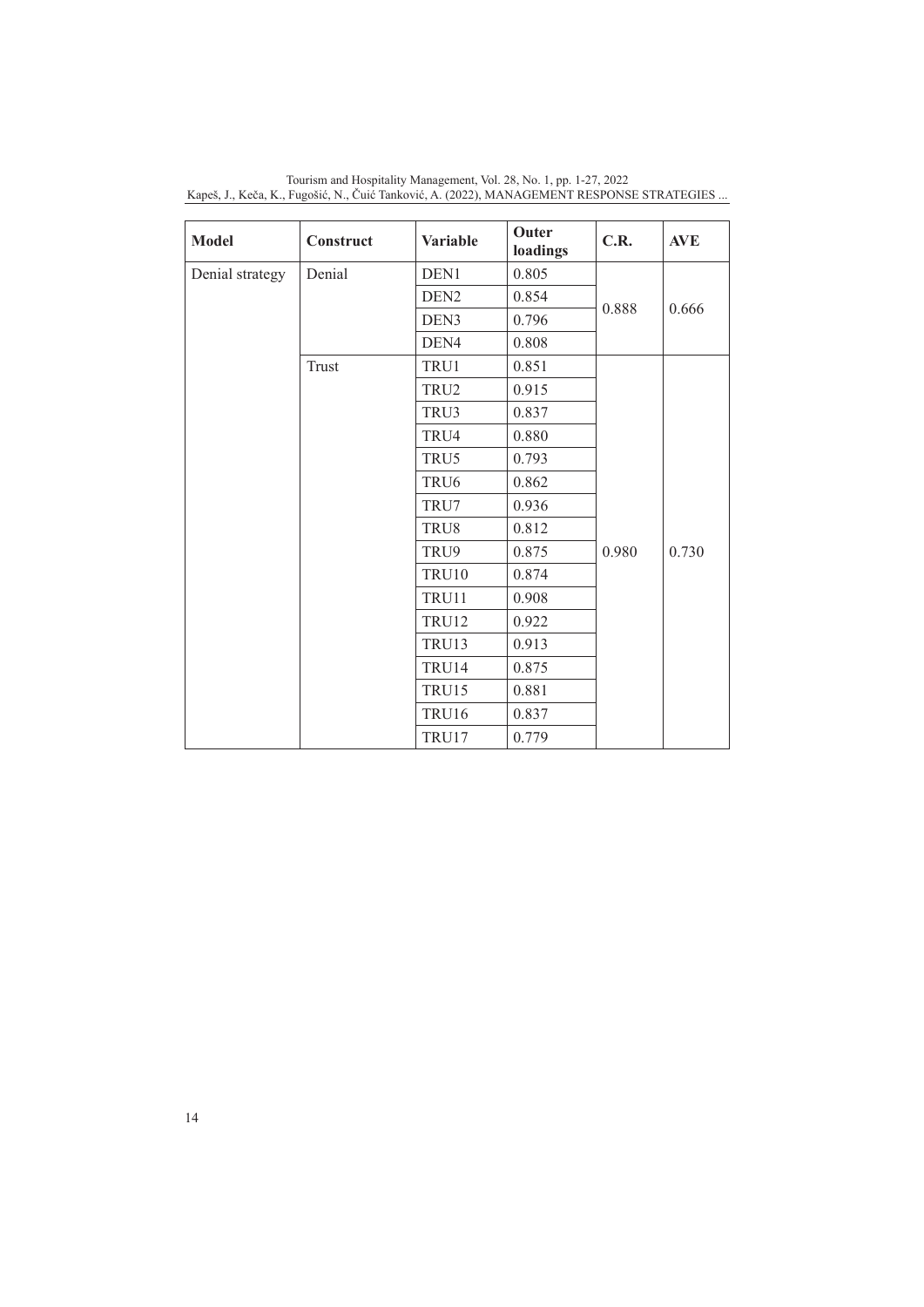| Model | Construct | Variable | Outer loadings | C.R. | AVE |
|---|---|---|---|---|---|
| Denial strategy | Denial | DEN1 | 0.805 | 0.888 | 0.666 |
| | | DEN2 | 0.854 | | |
| | | DEN3 | 0.796 | | |
| | | DEN4 | 0.808 | | |
| | Trust | TRU1 | 0.851 | 0.980 | 0.730 |
| | | TRU2 | 0.915 | | |
| | | TRU3 | 0.837 | | |
| | | TRU4 | 0.880 | | |
| | | TRU5 | 0.793 | | |
| | | TRU6 | 0.862 | | |
| | | TRU7 | 0.936 | | |
| | | TRU8 | 0.812 | | |
| | | TRU9 | 0.875 | | |
| | | TRU10 | 0.874 | | |
| | | TRU11 | 0.908 | | |
| | | TRU12 | 0.922 | | |
| | | TRU13 | 0.913 | | |
| | | TRU14 | 0.875 | | |
| | | TRU15 | 0.881 | | |
| | | TRU16 | 0.837 | | |
| | | TRU17 | 0.779 | | |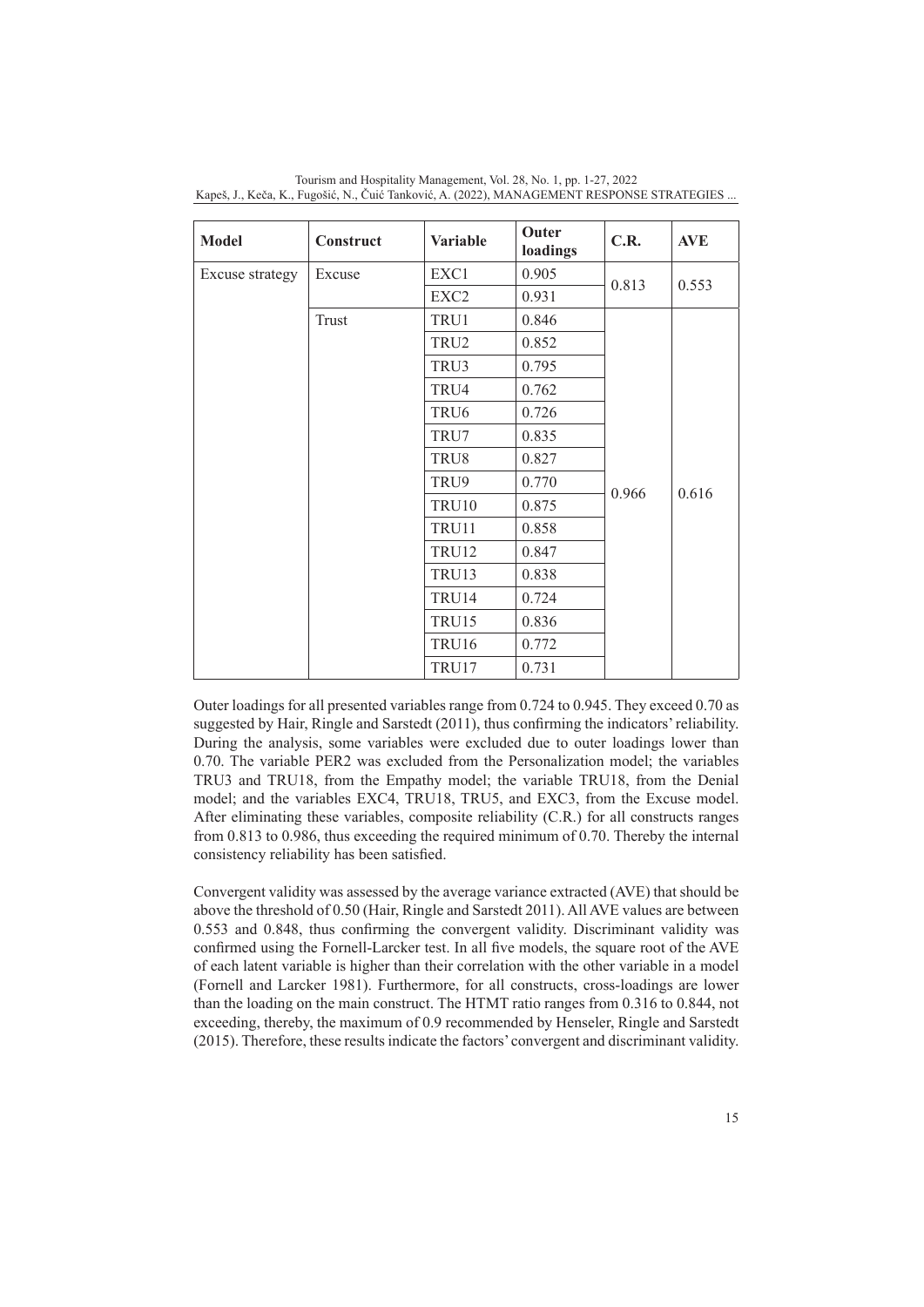| Model | Construct | Variable | Outer loadings | C.R. | AVE |
|---|---|---|---|---|---|
| Excuse strategy | Excuse | EXC1 | 0.905 | 0.813 | 0.553 |
| | | EXC2 | 0.931 | | |
| | Trust | TRU1 | 0.846 | 0.966 | 0.616 |
| | | TRU2 | 0.852 | | |
| | | TRU3 | 0.795 | | |
| | | TRU4 | 0.762 | | |
| | | TRU6 | 0.726 | | |
| | | TRU7 | 0.835 | | |
| | | TRU8 | 0.827 | | |
| | | TRU9 | 0.770 | | |
| | | TRU10 | 0.875 | | |
| | | TRU11 | 0.858 | | |
| | | TRU12 | 0.847 | | |
| | | TRU13 | 0.838 | | |
| | | TRU14 | 0.724 | | |
| | | TRU15 | 0.836 | | |
| | | TRU16 | 0.772 | | |
| | | TRU17 | 0.731 | | |

Outer loadings for all presented variables range from 0.724 to 0.945. They exceed 0.70 as suggested by Hair, Ringle and Sarstedt (2011), thus confirming the indicators' reliability. During the analysis, some variables were excluded due to outer loadings lower than 0.70. The variable PER2 was excluded from the Personalization model; the variables TRU3 and TRU18, from the Empathy model; the variable TRU18, from the Denial model; and the variables EXC4, TRU18, TRU5, and EXC3, from the Excuse model. After eliminating these variables, composite reliability (C.R.) for all constructs ranges from 0.813 to 0.986, thus exceeding the required minimum of 0.70. Thereby the internal consistency reliability has been satisfied.

Convergent validity was assessed by the average variance extracted (AVE) that should be above the threshold of 0.50 (Hair, Ringle and Sarstedt 2011). All AVE values are between 0.553 and 0.848, thus confirming the convergent validity. Discriminant validity was confirmed using the Fornell-Larcker test. In all five models, the square root of the AVE of each latent variable is higher than their correlation with the other variable in a model (Fornell and Larcker 1981). Furthermore, for all constructs, cross-loadings are lower than the loading on the main construct. The HTMT ratio ranges from 0.316 to 0.844, not exceeding, thereby, the maximum of 0.9 recommended by Henseler, Ringle and Sarstedt (2015). Therefore, these results indicate the factors' convergent and discriminant validity.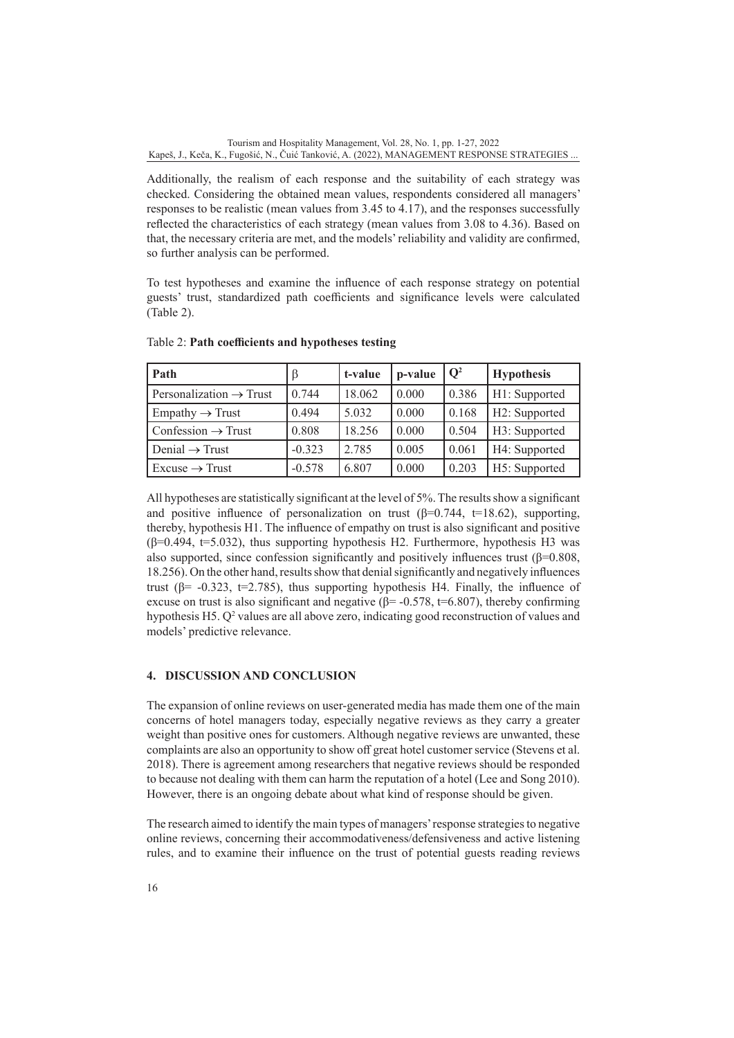Additionally, the realism of each response and the suitability of each strategy was checked. Considering the obtained mean values, respondents considered all managers' responses to be realistic (mean values from 3.45 to 4.17), and the responses successfully reflected the characteristics of each strategy (mean values from 3.08 to 4.36). Based on that, the necessary criteria are met, and the models' reliability and validity are confirmed, so further analysis can be performed.

To test hypotheses and examine the influence of each response strategy on potential guests' trust, standardized path coefficients and significance levels were calculated (Table 2).

Table 2: **Path coefficients and hypotheses testing**

| Path | β | t-value | p-value | $Q^2$ | Hypothesis |
|---|---|---|---|---|---|
| Personalization → Trust | 0.744 | 18.062 | 0.000 | 0.386 | H1: Supported |
| Empathy → Trust | 0.494 | 5.032 | 0.000 | 0.168 | H2: Supported |
| Confession → Trust | 0.808 | 18.256 | 0.000 | 0.504 | H3: Supported |
| Denial → Trust | -0.323 | 2.785 | 0.005 | 0.061 | H4: Supported |
| Excuse → Trust | -0.578 | 6.807 | 0.000 | 0.203 | H5: Supported |

All hypotheses are statistically significant at the level of 5%. The results show a significant and positive influence of personalization on trust (β=0.744, t=18.62), supporting, thereby, hypothesis H1. The influence of empathy on trust is also significant and positive (β=0.494, t=5.032), thus supporting hypothesis H2. Furthermore, hypothesis H3 was also supported, since confession significantly and positively influences trust (β=0.808, 18.256). On the other hand, results show that denial significantly and negatively influences trust (β= -0.323, t=2.785), thus supporting hypothesis H4. Finally, the influence of excuse on trust is also significant and negative (β= -0.578, t=6.807), thereby confirming hypothesis H5. $Q^2$ values are all above zero, indicating good reconstruction of values and models' predictive relevance.

## 4. DISCUSSION AND CONCLUSION

The expansion of online reviews on user-generated media has made them one of the main concerns of hotel managers today, especially negative reviews as they carry a greater weight than positive ones for customers. Although negative reviews are unwanted, these complaints are also an opportunity to show off great hotel customer service (Stevens et al. 2018). There is agreement among researchers that negative reviews should be responded to because not dealing with them can harm the reputation of a hotel (Lee and Song 2010). However, there is an ongoing debate about what kind of response should be given.

The research aimed to identify the main types of managers' response strategies to negative online reviews, concerning their accommodativeness/defensiveness and active listening rules, and to examine their influence on the trust of potential guests reading reviews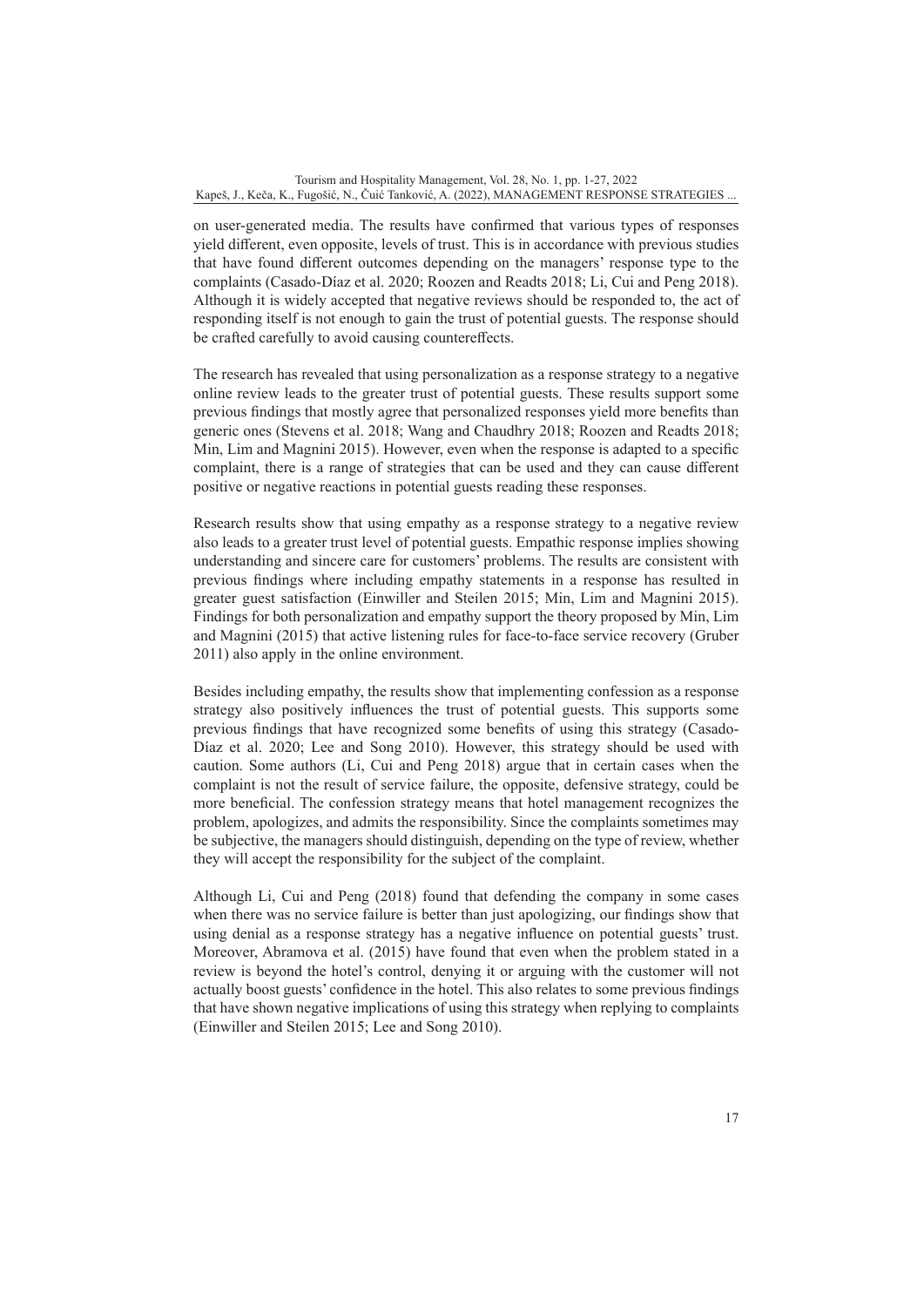on user-generated media. The results have confirmed that various types of responses yield different, even opposite, levels of trust. This is in accordance with previous studies that have found different outcomes depending on the managers' response type to the complaints (Casado-Díaz et al. 2020; Roozen and Readts 2018; Li, Cui and Peng 2018). Although it is widely accepted that negative reviews should be responded to, the act of responding itself is not enough to gain the trust of potential guests. The response should be crafted carefully to avoid causing countereffects.

The research has revealed that using personalization as a response strategy to a negative online review leads to the greater trust of potential guests. These results support some previous findings that mostly agree that personalized responses yield more benefits than generic ones (Stevens et al. 2018; Wang and Chaudhry 2018; Roozen and Readts 2018; Min, Lim and Magnini 2015). However, even when the response is adapted to a specific complaint, there is a range of strategies that can be used and they can cause different positive or negative reactions in potential guests reading these responses.

Research results show that using empathy as a response strategy to a negative review also leads to a greater trust level of potential guests. Empathic response implies showing understanding and sincere care for customers' problems. The results are consistent with previous findings where including empathy statements in a response has resulted in greater guest satisfaction (Einwiller and Steilen 2015; Min, Lim and Magnini 2015). Findings for both personalization and empathy support the theory proposed by Min, Lim and Magnini (2015) that active listening rules for face-to-face service recovery (Gruber 2011) also apply in the online environment.

Besides including empathy, the results show that implementing confession as a response strategy also positively influences the trust of potential guests. This supports some previous findings that have recognized some benefits of using this strategy (Casado-Díaz et al. 2020; Lee and Song 2010). However, this strategy should be used with caution. Some authors (Li, Cui and Peng 2018) argue that in certain cases when the complaint is not the result of service failure, the opposite, defensive strategy, could be more beneficial. The confession strategy means that hotel management recognizes the problem, apologizes, and admits the responsibility. Since the complaints sometimes may be subjective, the managers should distinguish, depending on the type of review, whether they will accept the responsibility for the subject of the complaint.

Although Li, Cui and Peng (2018) found that defending the company in some cases when there was no service failure is better than just apologizing, our findings show that using denial as a response strategy has a negative influence on potential guests' trust. Moreover, Abramova et al. (2015) have found that even when the problem stated in a review is beyond the hotel's control, denying it or arguing with the customer will not actually boost guests' confidence in the hotel. This also relates to some previous findings that have shown negative implications of using this strategy when replying to complaints (Einwiller and Steilen 2015; Lee and Song 2010).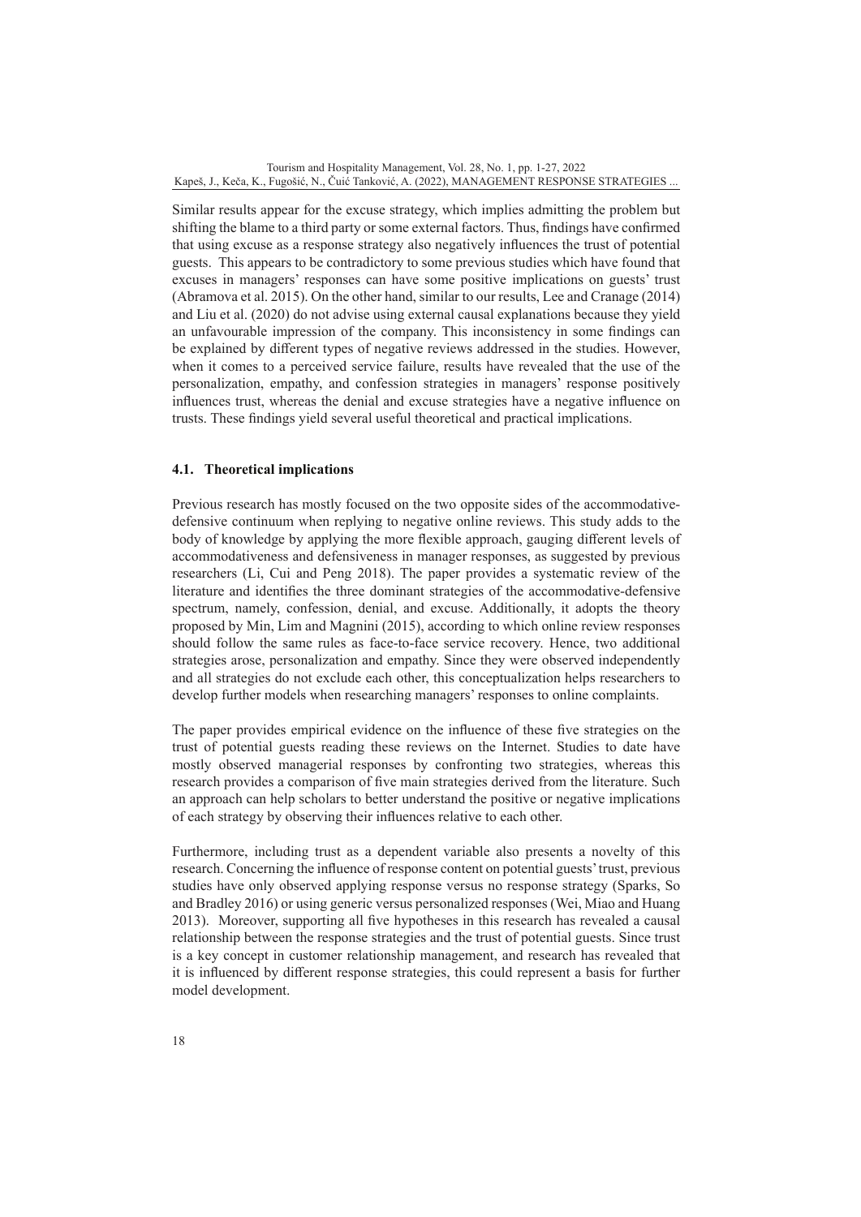Similar results appear for the excuse strategy, which implies admitting the problem but shifting the blame to a third party or some external factors. Thus, findings have confirmed that using excuse as a response strategy also negatively influences the trust of potential guests. This appears to be contradictory to some previous studies which have found that excuses in managers' responses can have some positive implications on guests' trust (Abramova et al. 2015). On the other hand, similar to our results, Lee and Cranage (2014) and Liu et al. (2020) do not advise using external causal explanations because they yield an unfavourable impression of the company. This inconsistency in some findings can be explained by different types of negative reviews addressed in the studies. However, when it comes to a perceived service failure, results have revealed that the use of the personalization, empathy, and confession strategies in managers' response positively influences trust, whereas the denial and excuse strategies have a negative influence on trusts. These findings yield several useful theoretical and practical implications.

### 4.1. Theoretical implications

Previous research has mostly focused on the two opposite sides of the accommodative-defensive continuum when replying to negative online reviews. This study adds to the body of knowledge by applying the more flexible approach, gauging different levels of accommodativeness and defensiveness in manager responses, as suggested by previous researchers (Li, Cui and Peng 2018). The paper provides a systematic review of the literature and identifies the three dominant strategies of the accommodative-defensive spectrum, namely, confession, denial, and excuse. Additionally, it adopts the theory proposed by Min, Lim and Magnini (2015), according to which online review responses should follow the same rules as face-to-face service recovery. Hence, two additional strategies arose, personalization and empathy. Since they were observed independently and all strategies do not exclude each other, this conceptualization helps researchers to develop further models when researching managers' responses to online complaints.

The paper provides empirical evidence on the influence of these five strategies on the trust of potential guests reading these reviews on the Internet. Studies to date have mostly observed managerial responses by confronting two strategies, whereas this research provides a comparison of five main strategies derived from the literature. Such an approach can help scholars to better understand the positive or negative implications of each strategy by observing their influences relative to each other.

Furthermore, including trust as a dependent variable also presents a novelty of this research. Concerning the influence of response content on potential guests' trust, previous studies have only observed applying response versus no response strategy (Sparks, So and Bradley 2016) or using generic versus personalized responses (Wei, Miao and Huang 2013). Moreover, supporting all five hypotheses in this research has revealed a causal relationship between the response strategies and the trust of potential guests. Since trust is a key concept in customer relationship management, and research has revealed that it is influenced by different response strategies, this could represent a basis for further model development.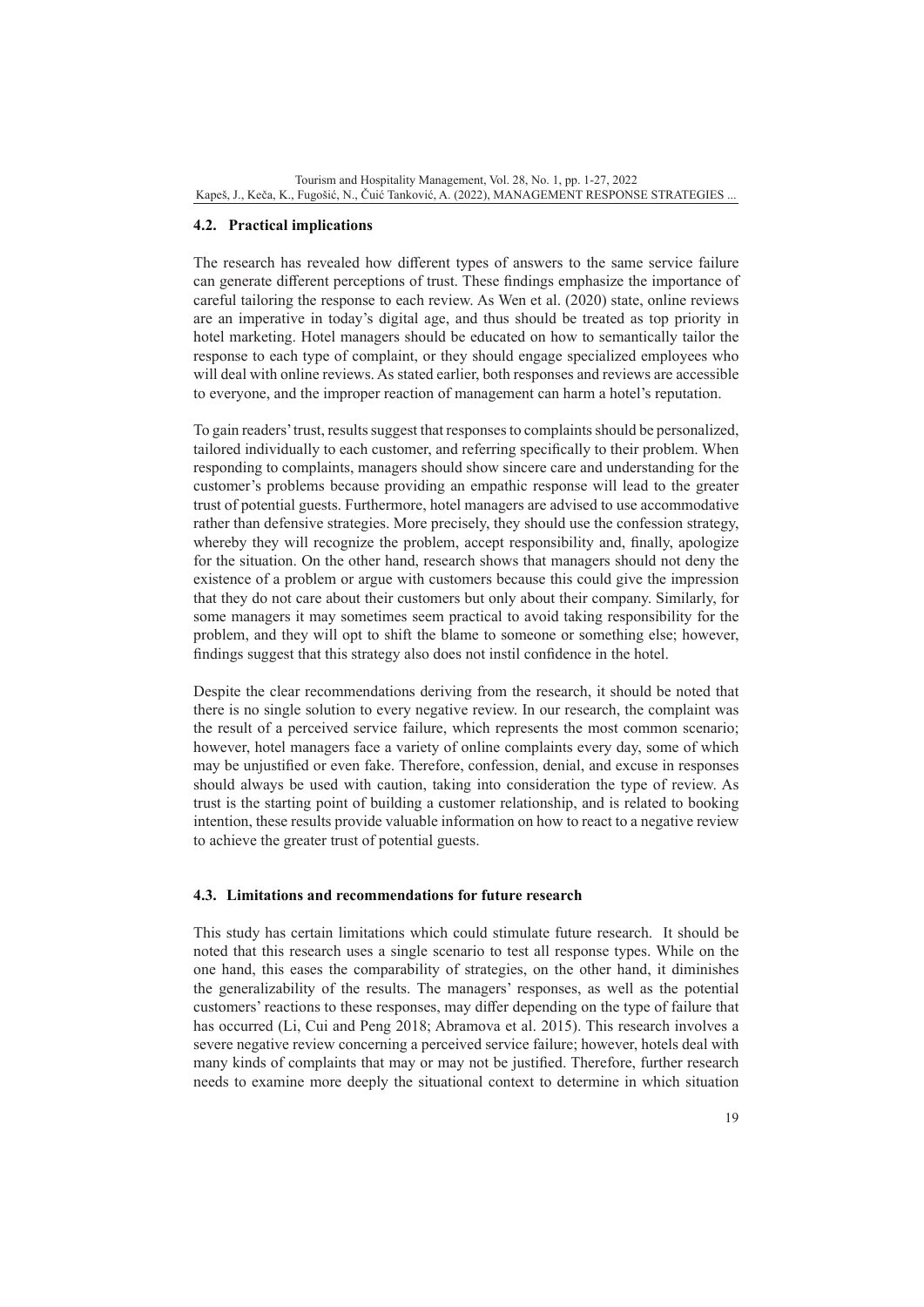### 4.2. Practical implications

The research has revealed how different types of answers to the same service failure can generate different perceptions of trust. These findings emphasize the importance of careful tailoring the response to each review. As Wen et al. (2020) state, online reviews are an imperative in today's digital age, and thus should be treated as top priority in hotel marketing. Hotel managers should be educated on how to semantically tailor the response to each type of complaint, or they should engage specialized employees who will deal with online reviews. As stated earlier, both responses and reviews are accessible to everyone, and the improper reaction of management can harm a hotel's reputation.

To gain readers' trust, results suggest that responses to complaints should be personalized, tailored individually to each customer, and referring specifically to their problem. When responding to complaints, managers should show sincere care and understanding for the customer's problems because providing an empathic response will lead to the greater trust of potential guests. Furthermore, hotel managers are advised to use accommodative rather than defensive strategies. More precisely, they should use the confession strategy, whereby they will recognize the problem, accept responsibility and, finally, apologize for the situation. On the other hand, research shows that managers should not deny the existence of a problem or argue with customers because this could give the impression that they do not care about their customers but only about their company. Similarly, for some managers it may sometimes seem practical to avoid taking responsibility for the problem, and they will opt to shift the blame to someone or something else; however, findings suggest that this strategy also does not instil confidence in the hotel.

Despite the clear recommendations deriving from the research, it should be noted that there is no single solution to every negative review. In our research, the complaint was the result of a perceived service failure, which represents the most common scenario; however, hotel managers face a variety of online complaints every day, some of which may be unjustified or even fake. Therefore, confession, denial, and excuse in responses should always be used with caution, taking into consideration the type of review. As trust is the starting point of building a customer relationship, and is related to booking intention, these results provide valuable information on how to react to a negative review to achieve the greater trust of potential guests.

### 4.3. Limitations and recommendations for future research

This study has certain limitations which could stimulate future research. It should be noted that this research uses a single scenario to test all response types. While on the one hand, this eases the comparability of strategies, on the other hand, it diminishes the generalizability of the results. The managers' responses, as well as the potential customers' reactions to these responses, may differ depending on the type of failure that has occurred (Li, Cui and Peng 2018; Abramova et al. 2015). This research involves a severe negative review concerning a perceived service failure; however, hotels deal with many kinds of complaints that may or may not be justified. Therefore, further research needs to examine more deeply the situational context to determine in which situation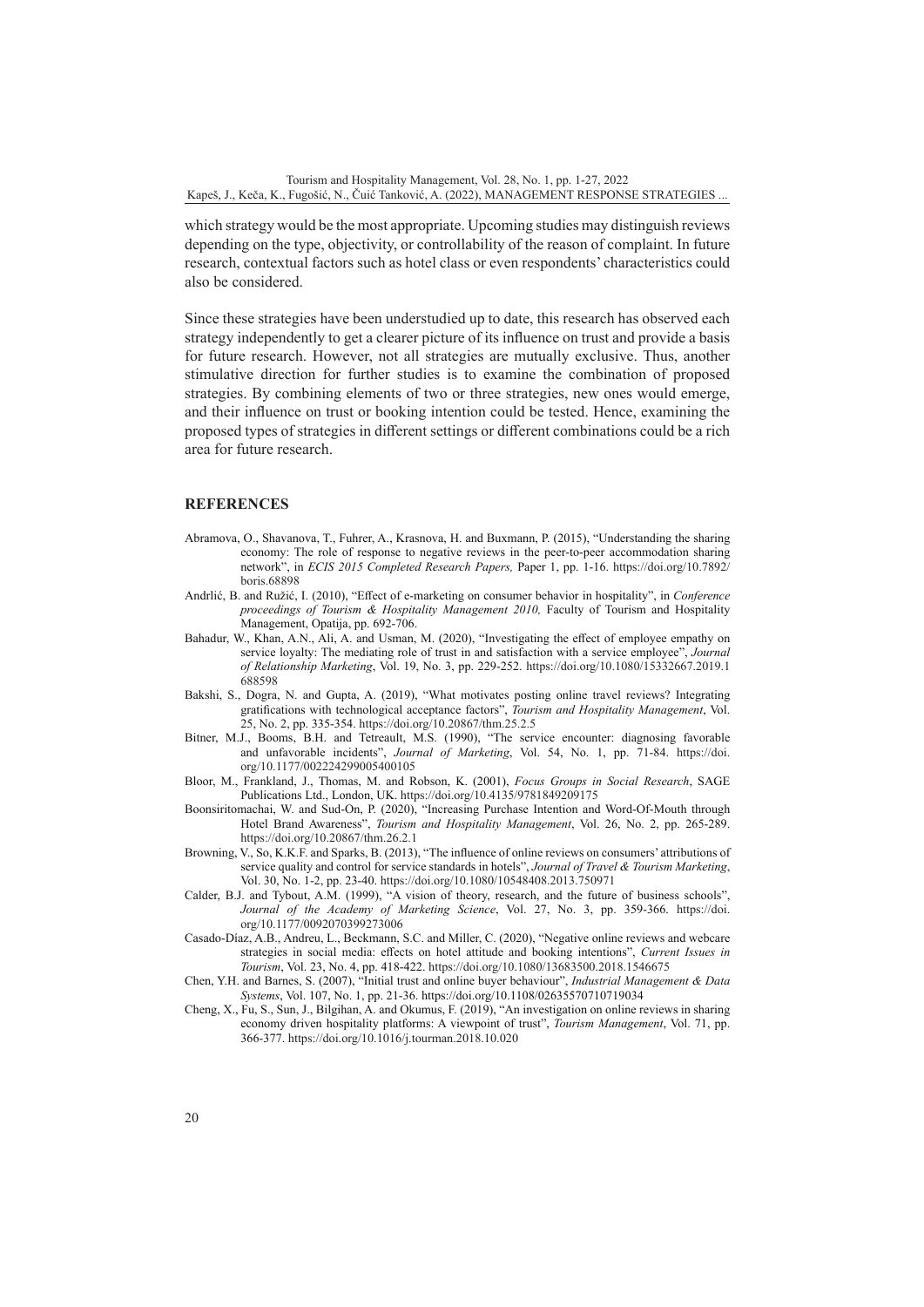which strategy would be the most appropriate. Upcoming studies may distinguish reviews depending on the type, objectivity, or controllability of the reason of complaint. In future research, contextual factors such as hotel class or even respondents' characteristics could also be considered.

Since these strategies have been understudied up to date, this research has observed each strategy independently to get a clearer picture of its influence on trust and provide a basis for future research. However, not all strategies are mutually exclusive. Thus, another stimulative direction for further studies is to examine the combination of proposed strategies. By combining elements of two or three strategies, new ones would emerge, and their influence on trust or booking intention could be tested. Hence, examining the proposed types of strategies in different settings or different combinations could be a rich area for future research.

## REFERENCES

Abramova, O., Shavanova, T., Fuhrer, A., Krasnova, H. and Buxmann, P. (2015), "Understanding the sharing economy: The role of response to negative reviews in the peer-to-peer accommodation sharing network", in *ECIS 2015 Completed Research Papers,* Paper 1, pp. 1-16. https://doi.org/10.7892/boris.68898

Andrlić, B. and Ružić, I. (2010), "Effect of e-marketing on consumer behavior in hospitality", in *Conference proceedings of Tourism & Hospitality Management 2010,* Faculty of Tourism and Hospitality Management, Opatija, pp. 692-706.

Bahadur, W., Khan, A.N., Ali, A. and Usman, M. (2020), "Investigating the effect of employee empathy on service loyalty: The mediating role of trust in and satisfaction with a service employee", *Journal of Relationship Marketing*, Vol. 19, No. 3, pp. 229-252. https://doi.org/10.1080/15332667.2019.1688598

Bakshi, S., Dogra, N. and Gupta, A. (2019), "What motivates posting online travel reviews? Integrating gratifications with technological acceptance factors", *Tourism and Hospitality Management*, Vol. 25, No. 2, pp. 335-354. https://doi.org/10.20867/thm.25.2.5

Bitner, M.J., Booms, B.H. and Tetreault, M.S. (1990), "The service encounter: diagnosing favorable and unfavorable incidents", *Journal of Marketing*, Vol. 54, No. 1, pp. 71-84. https://doi.org/10.1177/002224299005400105

Bloor, M., Frankland, J., Thomas, M. and Robson, K. (2001), *Focus Groups in Social Research*, SAGE Publications Ltd., London, UK. https://doi.org/10.4135/9781849209175

Boonsiritomachai, W. and Sud-On, P. (2020), "Increasing Purchase Intention and Word-Of-Mouth through Hotel Brand Awareness", *Tourism and Hospitality Management*, Vol. 26, No. 2, pp. 265-289. https://doi.org/10.20867/thm.26.2.1

Browning, V., So, K.K.F. and Sparks, B. (2013), "The influence of online reviews on consumers' attributions of service quality and control for service standards in hotels", *Journal of Travel & Tourism Marketing*, Vol. 30, No. 1-2, pp. 23-40. https://doi.org/10.1080/10548408.2013.750971

Calder, B.J. and Tybout, A.M. (1999), "A vision of theory, research, and the future of business schools", *Journal of the Academy of Marketing Science*, Vol. 27, No. 3, pp. 359-366. https://doi.org/10.1177/0092070399273006

Casado-Díaz, A.B., Andreu, L., Beckmann, S.C. and Miller, C. (2020), "Negative online reviews and webcare strategies in social media: effects on hotel attitude and booking intentions", *Current Issues in Tourism*, Vol. 23, No. 4, pp. 418-422. https://doi.org/10.1080/13683500.2018.1546675

Chen, Y.H. and Barnes, S. (2007), "Initial trust and online buyer behaviour", *Industrial Management & Data Systems*, Vol. 107, No. 1, pp. 21-36. https://doi.org/10.1108/02635570710719034

Cheng, X., Fu, S., Sun, J., Bilgihan, A. and Okumus, F. (2019), "An investigation on online reviews in sharing economy driven hospitality platforms: A viewpoint of trust", *Tourism Management*, Vol. 71, pp. 366-377. https://doi.org/10.1016/j.tourman.2018.10.020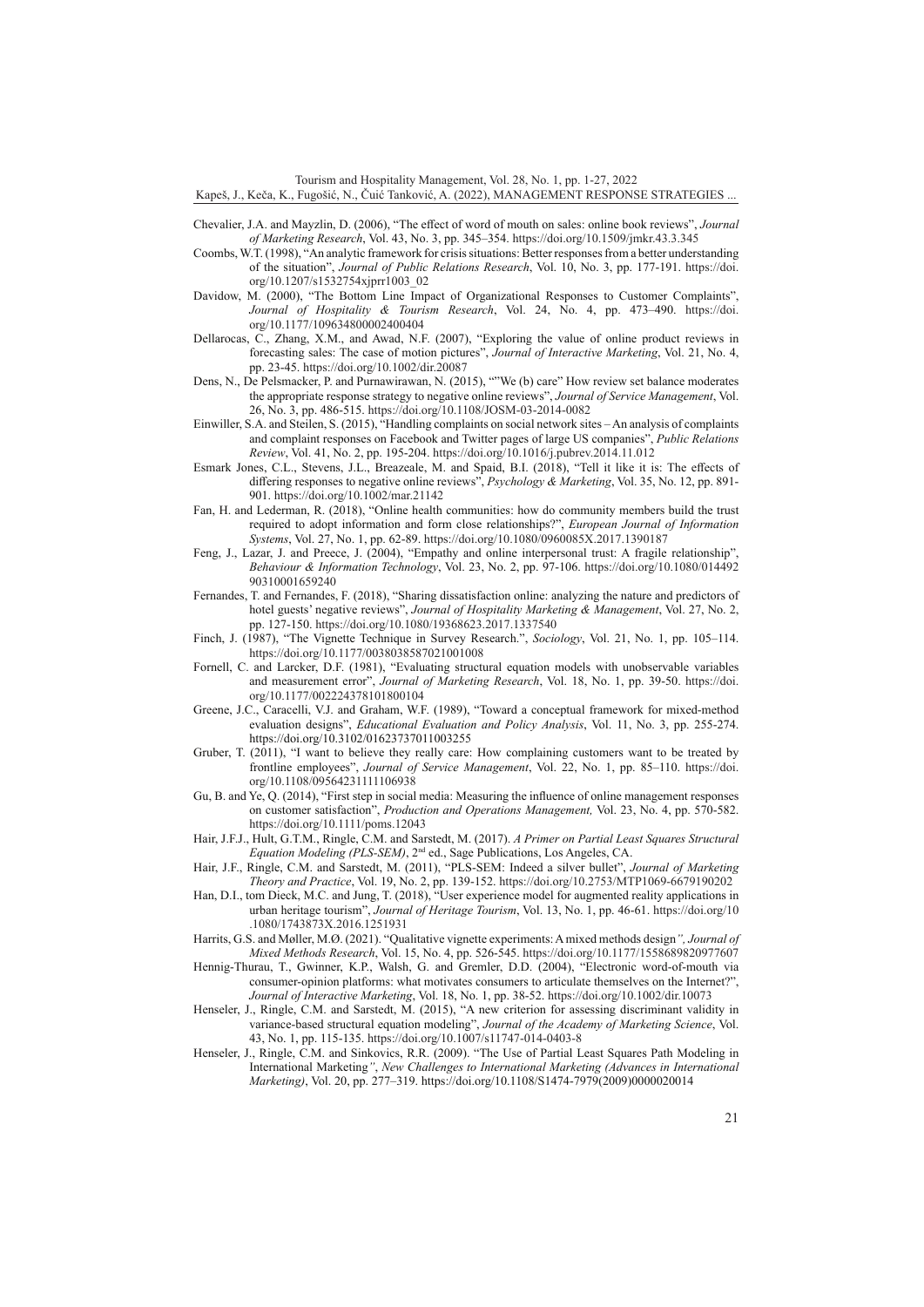Chevalier, J.A. and Mayzlin, D. (2006), "The effect of word of mouth on sales: online book reviews", *Journal of Marketing Research*, Vol. 43, No. 3, pp. 345–354. https://doi.org/10.1509/jmkr.43.3.345

Coombs, W.T. (1998), "An analytic framework for crisis situations: Better responses from a better understanding of the situation", *Journal of Public Relations Research*, Vol. 10, No. 3, pp. 177-191. https://doi.org/10.1207/s1532754xjprr1003_02

Davidow, M. (2000), "The Bottom Line Impact of Organizational Responses to Customer Complaints", *Journal of Hospitality & Tourism Research*, Vol. 24, No. 4, pp. 473–490. https://doi.org/10.1177/109634800002400404

Dellarocas, C., Zhang, X.M., and Awad, N.F. (2007), "Exploring the value of online product reviews in forecasting sales: The case of motion pictures", *Journal of Interactive Marketing*, Vol. 21, No. 4, pp. 23-45. https://doi.org/10.1002/dir.20087

Dens, N., De Pelsmacker, P. and Purnawirawan, N. (2015), ""We (b) care" How review set balance moderates the appropriate response strategy to negative online reviews", *Journal of Service Management*, Vol. 26, No. 3, pp. 486-515. https://doi.org/10.1108/JOSM-03-2014-0082

Einwiller, S.A. and Steilen, S. (2015), "Handling complaints on social network sites – An analysis of complaints and complaint responses on Facebook and Twitter pages of large US companies", *Public Relations Review*, Vol. 41, No. 2, pp. 195-204. https://doi.org/10.1016/j.pubrev.2014.11.012

Esmark Jones, C.L., Stevens, J.L., Breazeale, M. and Spaid, B.I. (2018), "Tell it like it is: The effects of differing responses to negative online reviews", *Psychology & Marketing*, Vol. 35, No. 12, pp. 891-901. https://doi.org/10.1002/mar.21142

Fan, H. and Lederman, R. (2018), "Online health communities: how do community members build the trust required to adopt information and form close relationships?", *European Journal of Information Systems*, Vol. 27, No. 1, pp. 62-89. https://doi.org/10.1080/0960085X.2017.1390187

Feng, J., Lazar, J. and Preece, J. (2004), "Empathy and online interpersonal trust: A fragile relationship", *Behaviour & Information Technology*, Vol. 23, No. 2, pp. 97-106. https://doi.org/10.1080/01449290310001659240

Fernandes, T. and Fernandes, F. (2018), "Sharing dissatisfaction online: analyzing the nature and predictors of hotel guests' negative reviews", *Journal of Hospitality Marketing & Management*, Vol. 27, No. 2, pp. 127-150. https://doi.org/10.1080/19368623.2017.1337540

Finch, J. (1987), "The Vignette Technique in Survey Research.", *Sociology*, Vol. 21, No. 1, pp. 105–114. https://doi.org/10.1177/0038038587021001008

Fornell, C. and Larcker, D.F. (1981), "Evaluating structural equation models with unobservable variables and measurement error", *Journal of Marketing Research*, Vol. 18, No. 1, pp. 39-50. https://doi.org/10.1177/002224378101800104

Greene, J.C., Caracelli, V.J. and Graham, W.F. (1989), "Toward a conceptual framework for mixed-method evaluation designs", *Educational Evaluation and Policy Analysis*, Vol. 11, No. 3, pp. 255-274. https://doi.org/10.3102/01623737011003255

Gruber, T. (2011), "I want to believe they really care: How complaining customers want to be treated by frontline employees", *Journal of Service Management*, Vol. 22, No. 1, pp. 85–110. https://doi.org/10.1108/09564231111106938

Gu, B. and Ye, Q. (2014), "First step in social media: Measuring the influence of online management responses on customer satisfaction", *Production and Operations Management,* Vol. 23, No. 4, pp. 570-582. https://doi.org/10.1111/poms.12043

Hair, J.F.J., Hult, G.T.M., Ringle, C.M. and Sarstedt, M. (2017). *A Primer on Partial Least Squares Structural Equation Modeling (PLS-SEM)*, 2nd ed., Sage Publications, Los Angeles, CA.

Hair, J.F., Ringle, C.M. and Sarstedt, M. (2011), "PLS-SEM: Indeed a silver bullet", *Journal of Marketing Theory and Practice*, Vol. 19, No. 2, pp. 139-152. https://doi.org/10.2753/MTP1069-6679190202

Han, D.I., tom Dieck, M.C. and Jung, T. (2018), "User experience model for augmented reality applications in urban heritage tourism", *Journal of Heritage Tourism*, Vol. 13, No. 1, pp. 46-61. https://doi.org/10.1080/1743873X.2016.1251931

Harrits, G.S. and Møller, M.Ø. (2021). "Qualitative vignette experiments: A mixed methods design*", Journal of Mixed Methods Research*, Vol. 15, No. 4, pp. 526-545. https://doi.org/10.1177/1558689820977607

Hennig-Thurau, T., Gwinner, K.P., Walsh, G. and Gremler, D.D. (2004), "Electronic word-of-mouth via consumer-opinion platforms: what motivates consumers to articulate themselves on the Internet?", *Journal of Interactive Marketing*, Vol. 18, No. 1, pp. 38-52. https://doi.org/10.1002/dir.10073

Henseler, J., Ringle, C.M. and Sarstedt, M. (2015), "A new criterion for assessing discriminant validity in variance-based structural equation modeling", *Journal of the Academy of Marketing Science*, Vol. 43, No. 1, pp. 115-135. https://doi.org/10.1007/s11747-014-0403-8

Henseler, J., Ringle, C.M. and Sinkovics, R.R. (2009). "The Use of Partial Least Squares Path Modeling in International Marketing*", New Challenges to International Marketing (Advances in International Marketing)*, Vol. 20, pp. 277–319. https://doi.org/10.1108/S1474-7979(2009)0000020014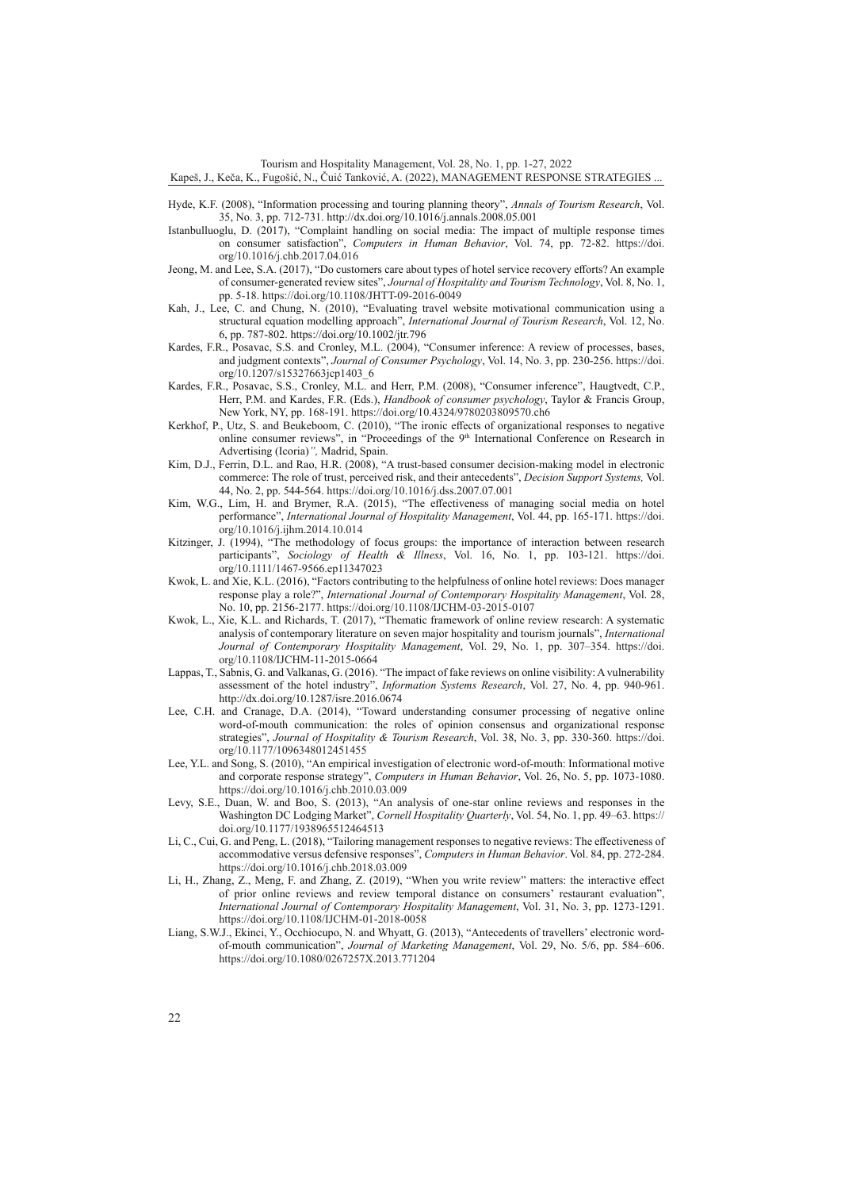Hyde, K.F. (2008), "Information processing and touring planning theory", *Annals of Tourism Research*, Vol. 35, No. 3, pp. 712-731. http://dx.doi.org/10.1016/j.annals.2008.05.001

Istanbulluoglu, D. (2017), "Complaint handling on social media: The impact of multiple response times on consumer satisfaction", *Computers in Human Behavior*, Vol. 74, pp. 72-82. https://doi.org/10.1016/j.chb.2017.04.016

Jeong, M. and Lee, S.A. (2017), "Do customers care about types of hotel service recovery efforts? An example of consumer-generated review sites", *Journal of Hospitality and Tourism Technology*, Vol. 8, No. 1, pp. 5-18. https://doi.org/10.1108/JHTT-09-2016-0049

Kah, J., Lee, C. and Chung, N. (2010), "Evaluating travel website motivational communication using a structural equation modelling approach", *International Journal of Tourism Research*, Vol. 12, No. 6, pp. 787-802. https://doi.org/10.1002/jtr.796

Kardes, F.R., Posavac, S.S. and Cronley, M.L. (2004), "Consumer inference: A review of processes, bases, and judgment contexts", *Journal of Consumer Psychology*, Vol. 14, No. 3, pp. 230-256. https://doi.org/10.1207/s15327663jcp1403_6

Kardes, F.R., Posavac, S.S., Cronley, M.L. and Herr, P.M. (2008), "Consumer inference", Haugtvedt, C.P., Herr, P.M. and Kardes, F.R. (Eds.), *Handbook of consumer psychology*, Taylor & Francis Group, New York, NY, pp. 168-191. https://doi.org/10.4324/9780203809570.ch6

Kerkhof, P., Utz, S. and Beukeboom, C. (2010), "The ironic effects of organizational responses to negative online consumer reviews", in "Proceedings of the 9th International Conference on Research in Advertising (Icoria)*",* Madrid, Spain.

Kim, D.J., Ferrin, D.L. and Rao, H.R. (2008), "A trust-based consumer decision-making model in electronic commerce: The role of trust, perceived risk, and their antecedents", *Decision Support Systems,* Vol. 44, No. 2, pp. 544-564. https://doi.org/10.1016/j.dss.2007.07.001

Kim, W.G., Lim, H. and Brymer, R.A. (2015), "The effectiveness of managing social media on hotel performance", *International Journal of Hospitality Management*, Vol. 44, pp. 165-171. https://doi.org/10.1016/j.ijhm.2014.10.014

Kitzinger, J. (1994), "The methodology of focus groups: the importance of interaction between research participants", *Sociology of Health & Illness*, Vol. 16, No. 1, pp. 103-121. https://doi.org/10.1111/1467-9566.ep11347023

Kwok, L. and Xie, K.L. (2016), "Factors contributing to the helpfulness of online hotel reviews: Does manager response play a role?", *International Journal of Contemporary Hospitality Management*, Vol. 28, No. 10, pp. 2156-2177. https://doi.org/10.1108/IJCHM-03-2015-0107

Kwok, L., Xie, K.L. and Richards, T. (2017), "Thematic framework of online review research: A systematic analysis of contemporary literature on seven major hospitality and tourism journals", *International Journal of Contemporary Hospitality Management*, Vol. 29, No. 1, pp. 307–354. https://doi.org/10.1108/IJCHM-11-2015-0664

Lappas, T., Sabnis, G. and Valkanas, G. (2016). "The impact of fake reviews on online visibility: A vulnerability assessment of the hotel industry", *Information Systems Research*, Vol. 27, No. 4, pp. 940-961. http://dx.doi.org/10.1287/isre.2016.0674

Lee, C.H. and Cranage, D.A. (2014), "Toward understanding consumer processing of negative online word-of-mouth communication: the roles of opinion consensus and organizational response strategies", *Journal of Hospitality & Tourism Research*, Vol. 38, No. 3, pp. 330-360. https://doi.org/10.1177/1096348012451455

Lee, Y.L. and Song, S. (2010), "An empirical investigation of electronic word-of-mouth: Informational motive and corporate response strategy", *Computers in Human Behavior*, Vol. 26, No. 5, pp. 1073-1080. https://doi.org/10.1016/j.chb.2010.03.009

Levy, S.E., Duan, W. and Boo, S. (2013), "An analysis of one-star online reviews and responses in the Washington DC Lodging Market", *Cornell Hospitality Quarterly*, Vol. 54, No. 1, pp. 49–63. https://doi.org/10.1177/1938965512464513

Li, C., Cui, G. and Peng, L. (2018), "Tailoring management responses to negative reviews: The effectiveness of accommodative versus defensive responses", *Computers in Human Behavior*. Vol. 84, pp. 272-284. https://doi.org/10.1016/j.chb.2018.03.009

Li, H., Zhang, Z., Meng, F. and Zhang, Z. (2019), "When you write review" matters: the interactive effect of prior online reviews and review temporal distance on consumers' restaurant evaluation", *International Journal of Contemporary Hospitality Management*, Vol. 31, No. 3, pp. 1273-1291. https://doi.org/10.1108/IJCHM-01-2018-0058

Liang, S.W.J., Ekinci, Y., Occhiocupo, N. and Whyatt, G. (2013), "Antecedents of travellers' electronic word-of-mouth communication", *Journal of Marketing Management*, Vol. 29, No. 5/6, pp. 584–606. https://doi.org/10.1080/0267257X.2013.771204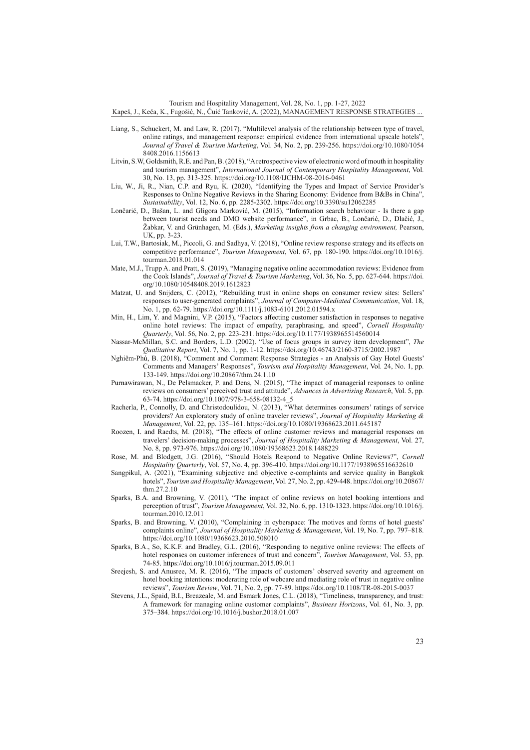Liang, S., Schuckert, M. and Law, R. (2017). "Multilevel analysis of the relationship between type of travel, online ratings, and management response: empirical evidence from international upscale hotels", *Journal of Travel & Tourism Marketing*, Vol. 34, No. 2, pp. 239-256. https://doi.org/10.1080/10548408.2016.1156613

Litvin, S.W, Goldsmith, R.E. and Pan, B. (2018), "A retrospective view of electronic word of mouth in hospitality and tourism management", *International Journal of Contemporary Hospitality Management*, Vol. 30, No. 13, pp. 313-325. https://doi.org/10.1108/IJCHM-08-2016-0461

Liu, W., Ji, R., Nian, C.P. and Ryu, K. (2020), "Identifying the Types and Impact of Service Provider's Responses to Online Negative Reviews in the Sharing Economy: Evidence from B&Bs in China", *Sustainability*, Vol. 12, No. 6, pp. 2285-2302. https://doi.org/10.3390/su12062285

Lončarić, D., Bašan, L. and Gligora Marković, M. (2015), "Information search behaviour - Is there a gap between tourist needs and DMO website performance", in Grbac, B., Lončarić, D., Dlačić, J., Žabkar, V. and Grünhagen, M. (Eds.), *Marketing insights from a changing environment,* Pearson, UK, pp. 3-23.

Lui, T.W., Bartosiak, M., Piccoli, G. and Sadhya, V. (2018), "Online review response strategy and its effects on competitive performance", *Tourism Management*, Vol. 67, pp. 180-190. https://doi.org/10.1016/j.tourman.2018.01.014

Mate, M.J., Trupp A. and Pratt, S. (2019), "Managing negative online accommodation reviews: Evidence from the Cook Islands", *Journal of Travel & Tourism Marketing*, Vol. 36, No. 5, pp. 627-644. https://doi.org/10.1080/10548408.2019.1612823

Matzat, U. and Snijders, C. (2012), "Rebuilding trust in online shops on consumer review sites: Sellers' responses to user-generated complaints", *Journal of Computer-Mediated Communication*, Vol. 18, No. 1, pp. 62-79. https://doi.org/10.1111/j.1083-6101.2012.01594.x

Min, H., Lim, Y. and Magnini, V.P. (2015), "Factors affecting customer satisfaction in responses to negative online hotel reviews: The impact of empathy, paraphrasing, and speed", *Cornell Hospitality Quarterly*, Vol. 56, No. 2, pp. 223-231. https://doi.org/10.1177/1938965514560014

Nassar-McMillan, S.C. and Borders, L.D. (2002). "Use of focus groups in survey item development", *The Qualitative Report*, Vol. 7, No. 1, pp. 1-12. https://doi.org/10.46743/2160-3715/2002.1987

Nghiêm-Phú, B. (2018), "Comment and Comment Response Strategies - an Analysis of Gay Hotel Guests' Comments and Managers' Responses", *Tourism and Hospitality Management*, Vol. 24, No. 1, pp. 133-149. https://doi.org/10.20867/thm.24.1.10

Purnawirawan, N., De Pelsmacker, P. and Dens, N. (2015), "The impact of managerial responses to online reviews on consumers' perceived trust and attitude", *Advances in Advertising Research*, Vol. 5, pp. 63-74. https://doi.org/10.1007/978-3-658-08132-4_5

Racherla, P., Connolly, D. and Christodoulidou, N. (2013), "What determines consumers' ratings of service providers? An exploratory study of online traveler reviews", *Journal of Hospitality Marketing & Management*, Vol. 22, pp. 135–161. https://doi.org/10.1080/19368623.2011.645187

Roozen, I. and Raedts, M. (2018), "The effects of online customer reviews and managerial responses on travelers' decision-making processes", *Journal of Hospitality Marketing & Management*, Vol. 27, No. 8, pp. 973-976. https://doi.org/10.1080/19368623.2018.1488229

Rose, M. and Blodgett, J.G. (2016), "Should Hotels Respond to Negative Online Reviews?", *Cornell Hospitality Quarterly*, Vol. 57, No. 4, pp. 396-410. https://doi.org/10.1177/1938965516632610

Sangpikul, A. (2021), "Examining subjective and objective e-complaints and service quality in Bangkok hotels", *Tourism and Hospitality Management*, Vol. 27, No. 2, pp. 429-448. https://doi.org/10.20867/thm.27.2.10

Sparks, B.A. and Browning, V. (2011), "The impact of online reviews on hotel booking intentions and perception of trust", *Tourism Management*, Vol. 32, No. 6, pp. 1310-1323. https://doi.org/10.1016/j.tourman.2010.12.011

Sparks, B. and Browning, V. (2010), "Complaining in cyberspace: The motives and forms of hotel guests' complaints online", *Journal of Hospitality Marketing & Management*, Vol. 19, No. 7, pp. 797–818. https://doi.org/10.1080/19368623.2010.508010

Sparks, B.A., So, K.K.F. and Bradley, G.L. (2016), "Responding to negative online reviews: The effects of hotel responses on customer inferences of trust and concern", *Tourism Management*, Vol. 53, pp. 74-85. https://doi.org/10.1016/j.tourman.2015.09.011

Sreejesh, S. and Anusree, M. R. (2016), "The impacts of customers' observed severity and agreement on hotel booking intentions: moderating role of webcare and mediating role of trust in negative online reviews", *Tourism Review*, Vol. 71, No. 2, pp. 77-89. https://doi.org/10.1108/TR-08-2015-0037

Stevens, J.L., Spaid, B.I., Breazeale, M. and Esmark Jones, C.L. (2018), "Timeliness, transparency, and trust: A framework for managing online customer complaints", *Business Horizons*, Vol. 61, No. 3, pp. 375–384. https://doi.org/10.1016/j.bushor.2018.01.007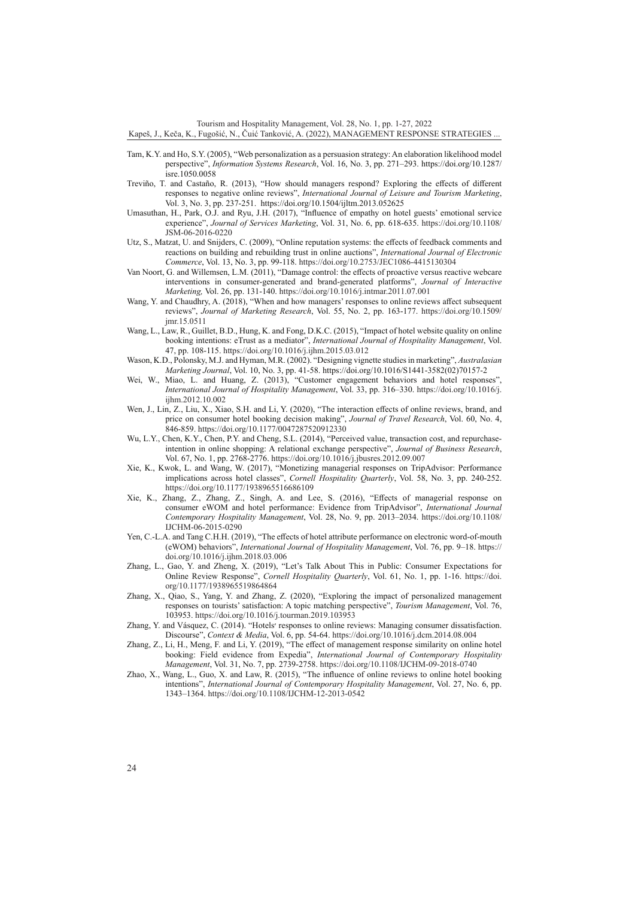Tam, K.Y. and Ho, S.Y. (2005), "Web personalization as a persuasion strategy: An elaboration likelihood model perspective", *Information Systems Research*, Vol. 16, No. 3, pp. 271–293. https://doi.org/10.1287/isre.1050.0058

Treviño, T. and Castaño, R. (2013), "How should managers respond? Exploring the effects of different responses to negative online reviews", *International Journal of Leisure and Tourism Marketing*, Vol. 3, No. 3, pp. 237-251. https://doi.org/10.1504/ijltm.2013.052625

Umasuthan, H., Park, O.J. and Ryu, J.H. (2017), "Influence of empathy on hotel guests' emotional service experience", *Journal of Services Marketing*, Vol. 31, No. 6, pp. 618-635. https://doi.org/10.1108/JSM-06-2016-0220

Utz, S., Matzat, U. and Snijders, C. (2009), "Online reputation systems: the effects of feedback comments and reactions on building and rebuilding trust in online auctions", *International Journal of Electronic Commerce*, Vol. 13, No. 3, pp. 99-118. https://doi.org/10.2753/JEC1086-4415130304

Van Noort, G. and Willemsen, L.M. (2011), "Damage control: the effects of proactive versus reactive webcare interventions in consumer-generated and brand-generated platforms", *Journal of Interactive Marketing,* Vol. 26, pp. 131-140. https://doi.org/10.1016/j.intmar.2011.07.001

Wang, Y. and Chaudhry, A. (2018), "When and how managers' responses to online reviews affect subsequent reviews", *Journal of Marketing Research*, Vol. 55, No. 2, pp. 163-177. https://doi.org/10.1509/jmr.15.0511

Wang, L., Law, R., Guillet, B.D., Hung, K. and Fong, D.K.C. (2015), "Impact of hotel website quality on online booking intentions: eTrust as a mediator", *International Journal of Hospitality Management*, Vol. 47, pp. 108-115. https://doi.org/10.1016/j.ijhm.2015.03.012

Wason, K.D., Polonsky, M.J. and Hyman, M.R. (2002). "Designing vignette studies in marketing", *Australasian Marketing Journal*, Vol. 10, No. 3, pp. 41-58. https://doi.org/10.1016/S1441-3582(02)70157-2

Wei, W., Miao, L. and Huang, Z. (2013), "Customer engagement behaviors and hotel responses", *International Journal of Hospitality Management*, Vol. 33, pp. 316–330. https://doi.org/10.1016/j.ijhm.2012.10.002

Wen, J., Lin, Z., Liu, X., Xiao, S.H. and Li, Y. (2020), "The interaction effects of online reviews, brand, and price on consumer hotel booking decision making", *Journal of Travel Research*, Vol. 60, No. 4, 846-859. https://doi.org/10.1177/0047287520912330

Wu, L.Y., Chen, K.Y., Chen, P.Y. and Cheng, S.L. (2014), "Perceived value, transaction cost, and repurchase-intention in online shopping: A relational exchange perspective", *Journal of Business Research*, Vol. 67, No. 1, pp. 2768-2776. https://doi.org/10.1016/j.jbusres.2012.09.007

Xie, K., Kwok, L. and Wang, W. (2017), "Monetizing managerial responses on TripAdvisor: Performance implications across hotel classes", *Cornell Hospitality Quarterly*, Vol. 58, No. 3, pp. 240-252. https://doi.org/10.1177/1938965516686109

Xie, K., Zhang, Z., Zhang, Z., Singh, A. and Lee, S. (2016), "Effects of managerial response on consumer eWOM and hotel performance: Evidence from TripAdvisor", *International Journal Contemporary Hospitality Management*, Vol. 28, No. 9, pp. 2013–2034. https://doi.org/10.1108/IJCHM-06-2015-0290

Yen, C.-L.A. and Tang C.H.H. (2019), "The effects of hotel attribute performance on electronic word-of-mouth (eWOM) behaviors", *International Journal of Hospitality Management*, Vol. 76, pp. 9–18. https://doi.org/10.1016/j.ijhm.2018.03.006

Zhang, L., Gao, Y. and Zheng, X. (2019), "Let's Talk About This in Public: Consumer Expectations for Online Review Response", *Cornell Hospitality Quarterly*, Vol. 61, No. 1, pp. 1-16. https://doi.org/10.1177/1938965519864864

Zhang, X., Qiao, S., Yang, Y. and Zhang, Z. (2020), "Exploring the impact of personalized management responses on tourists' satisfaction: A topic matching perspective", *Tourism Management*, Vol. 76, 103953. https://doi.org/10.1016/j.tourman.2019.103953

Zhang, Y. and Vásquez, C. (2014). "Hotels' responses to online reviews: Managing consumer dissatisfaction. Discourse", *Context & Media*, Vol. 6, pp. 54-64. https://doi.org/10.1016/j.dcm.2014.08.004

Zhang, Z., Li, H., Meng, F. and Li, Y. (2019), "The effect of management response similarity on online hotel booking: Field evidence from Expedia", *International Journal of Contemporary Hospitality Management*, Vol. 31, No. 7, pp. 2739-2758. https://doi.org/10.1108/IJCHM-09-2018-0740

Zhao, X., Wang, L., Guo, X. and Law, R. (2015), "The influence of online reviews to online hotel booking intentions", *International Journal of Contemporary Hospitality Management*, Vol. 27, No. 6, pp. 1343–1364. https://doi.org/10.1108/IJCHM-12-2013-0542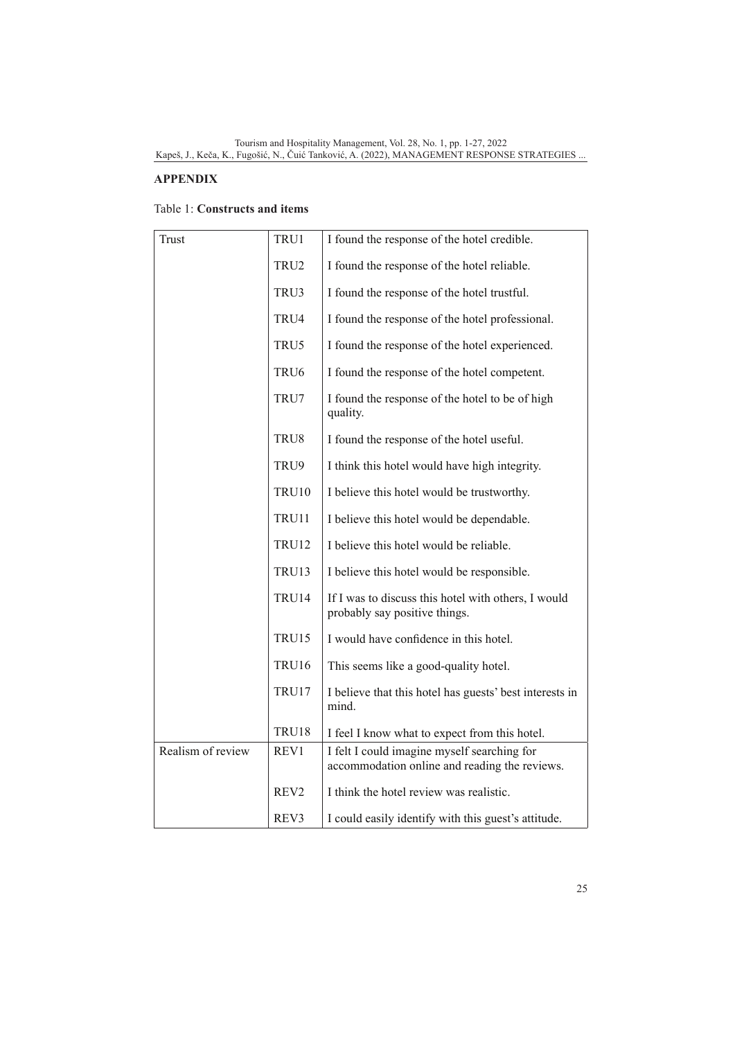## APPENDIX

Table 1: **Constructs and items**

| | | |
|---|---|---|
| Trust | TRU1 | I found the response of the hotel credible. |
| | TRU2 | I found the response of the hotel reliable. |
| | TRU3 | I found the response of the hotel trustful. |
| | TRU4 | I found the response of the hotel professional. |
| | TRU5 | I found the response of the hotel experienced. |
| | TRU6 | I found the response of the hotel competent. |
| | TRU7 | I found the response of the hotel to be of high quality. |
| | TRU8 | I found the response of the hotel useful. |
| | TRU9 | I think this hotel would have high integrity. |
| | TRU10 | I believe this hotel would be trustworthy. |
| | TRU11 | I believe this hotel would be dependable. |
| | TRU12 | I believe this hotel would be reliable. |
| | TRU13 | I believe this hotel would be responsible. |
| | TRU14 | If I was to discuss this hotel with others, I would probably say positive things. |
| | TRU15 | I would have confidence in this hotel. |
| | TRU16 | This seems like a good-quality hotel. |
| | TRU17 | I believe that this hotel has guests' best interests in mind. |
| | TRU18 | I feel I know what to expect from this hotel. |
| Realism of review | REV1 | I felt I could imagine myself searching for accommodation online and reading the reviews. |
| | REV2 | I think the hotel review was realistic. |
| | REV3 | I could easily identify with this guest's attitude. |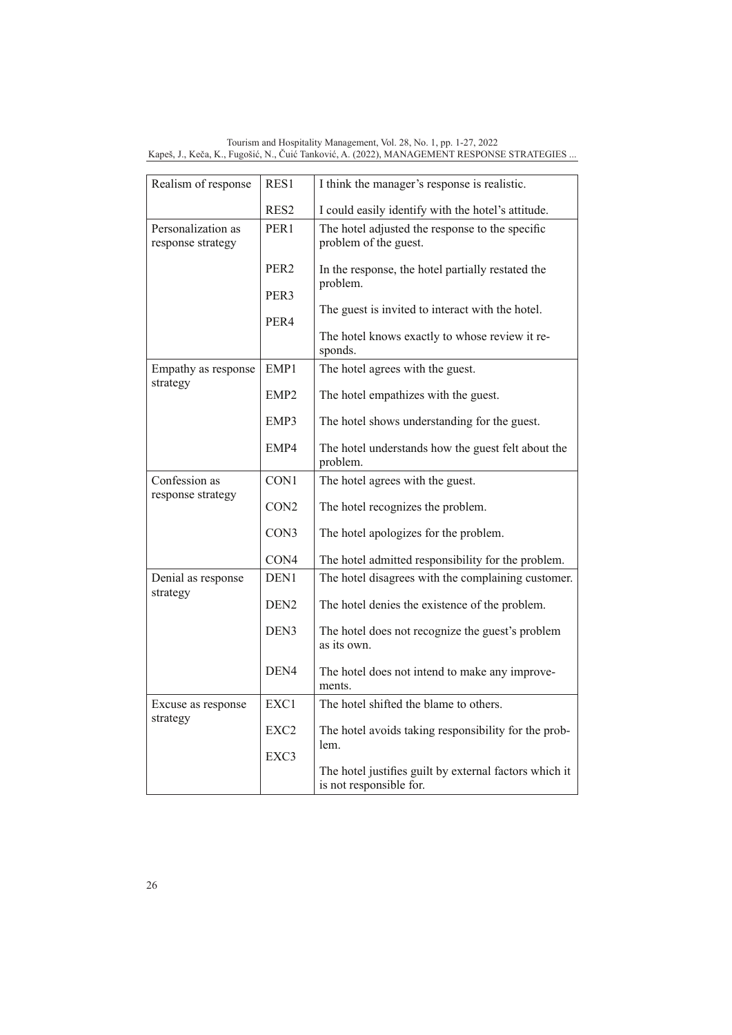| Realism of response | RES1 | I think the manager's response is realistic. |
|---|---|---|
| | RES2 | I could easily identify with the hotel's attitude. |
| Personalization as response strategy | PER1 | The hotel adjusted the response to the specific problem of the guest. |
| | PER2 | In the response, the hotel partially restated the problem. |
| | PER3 | The guest is invited to interact with the hotel. |
| | PER4 | The hotel knows exactly to whose review it responds. |
| Empathy as response strategy | EMP1 | The hotel agrees with the guest. |
| | EMP2 | The hotel empathizes with the guest. |
| | EMP3 | The hotel shows understanding for the guest. |
| | EMP4 | The hotel understands how the guest felt about the problem. |
| Confession as response strategy | CON1 | The hotel agrees with the guest. |
| | CON2 | The hotel recognizes the problem. |
| | CON3 | The hotel apologizes for the problem. |
| | CON4 | The hotel admitted responsibility for the problem. |
| Denial as response strategy | DEN1 | The hotel disagrees with the complaining customer. |
| | DEN2 | The hotel denies the existence of the problem. |
| | DEN3 | The hotel does not recognize the guest's problem as its own. |
| | DEN4 | The hotel does not intend to make any improvements. |
| Excuse as response strategy | EXC1 | The hotel shifted the blame to others. |
| | EXC2 | The hotel avoids taking responsibility for the problem. |
| | EXC3 | The hotel justifies guilt by external factors which it is not responsible for. |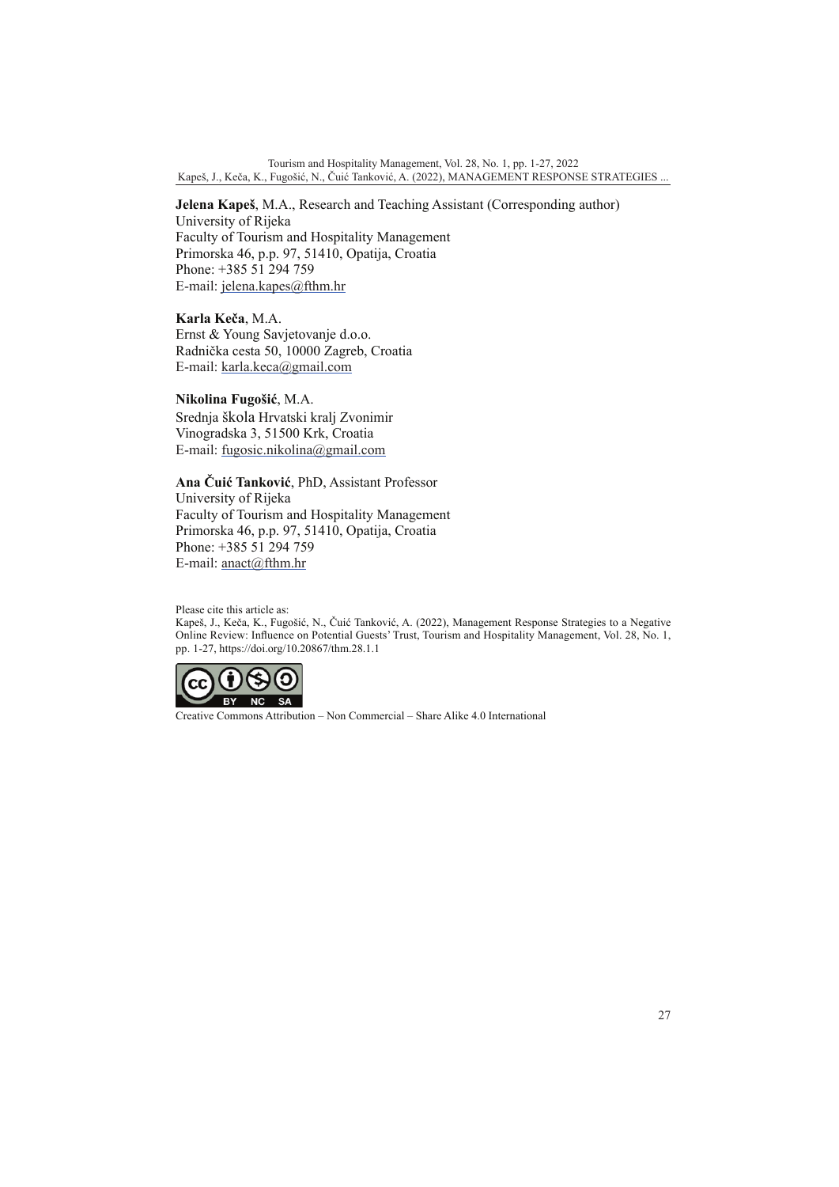**Jelena Kapeš**, M.A., Research and Teaching Assistant (Corresponding author)
University of Rijeka
Faculty of Tourism and Hospitality Management
Primorska 46, p.p. 97, 51410, Opatija, Croatia
Phone: +385 51 294 759
E-mail: jelena.kapes@fthm.hr

**Karla Keča**, M.A.
Ernst & Young Savjetovanje d.o.o.
Radnička cesta 50, 10000 Zagreb, Croatia
E-mail: karla.keca@gmail.com

**Nikolina Fugošić**, M.A.
Srednja škola Hrvatski kralj Zvonimir
Vinogradska 3, 51500 Krk, Croatia
E-mail: fugosic.nikolina@gmail.com

**Ana Čuić Tanković**, PhD, Assistant Professor
University of Rijeka
Faculty of Tourism and Hospitality Management
Primorska 46, p.p. 97, 51410, Opatija, Croatia
Phone: +385 51 294 759
E-mail: anact@fthm.hr

Please cite this article as:
Kapeš, J., Keča, K., Fugošić, N., Čuić Tanković, A. (2022), Management Response Strategies to a Negative Online Review: Influence on Potential Guests' Trust, Tourism and Hospitality Management, Vol. 28, No. 1, pp. 1-27, https://doi.org/10.20867/thm.28.1.1

Creative Commons Attribution – Non Commercial – Share Alike 4.0 International